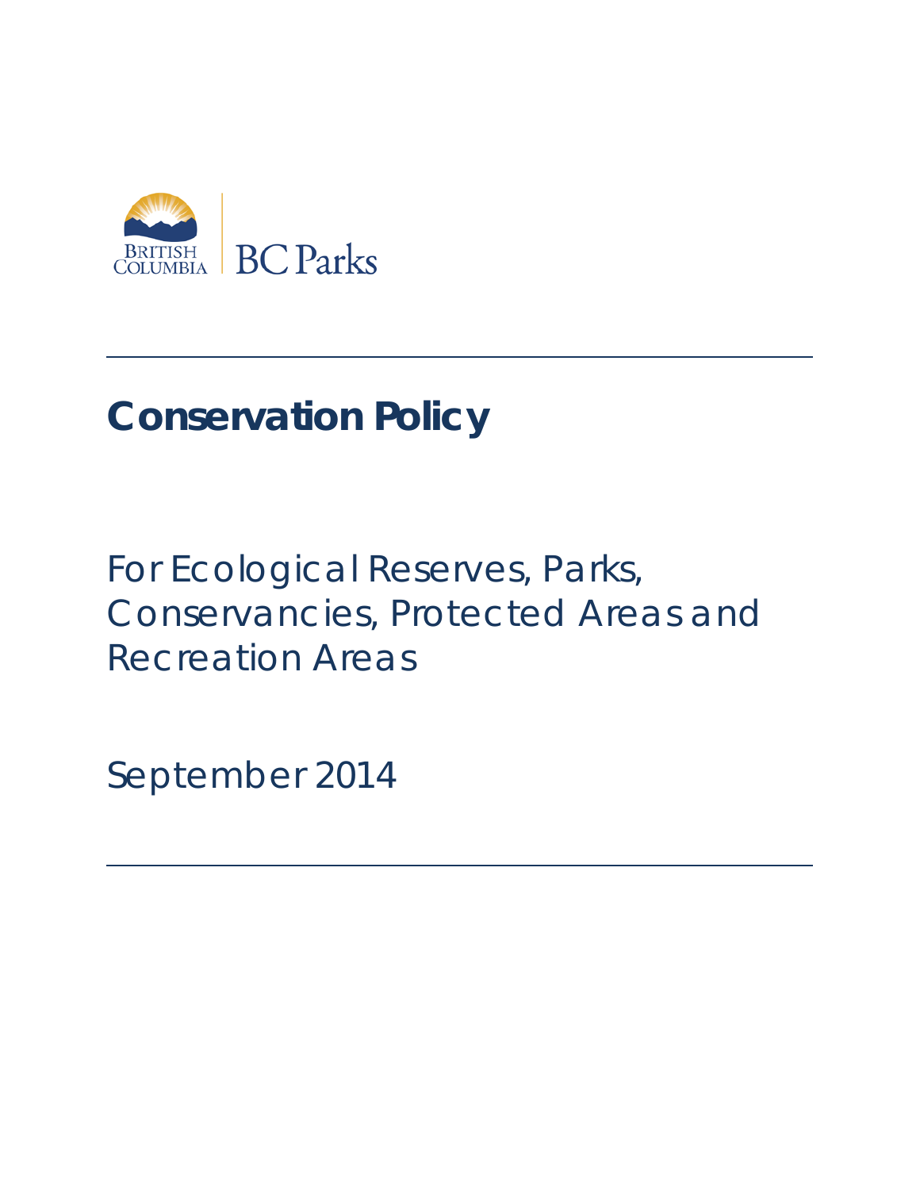BRITISH COLUMBIA | BC Parks

# Conservation Policy

For Ecological Reserves, Parks, Conservancies, Protected Areas and Recreation Areas

September 2014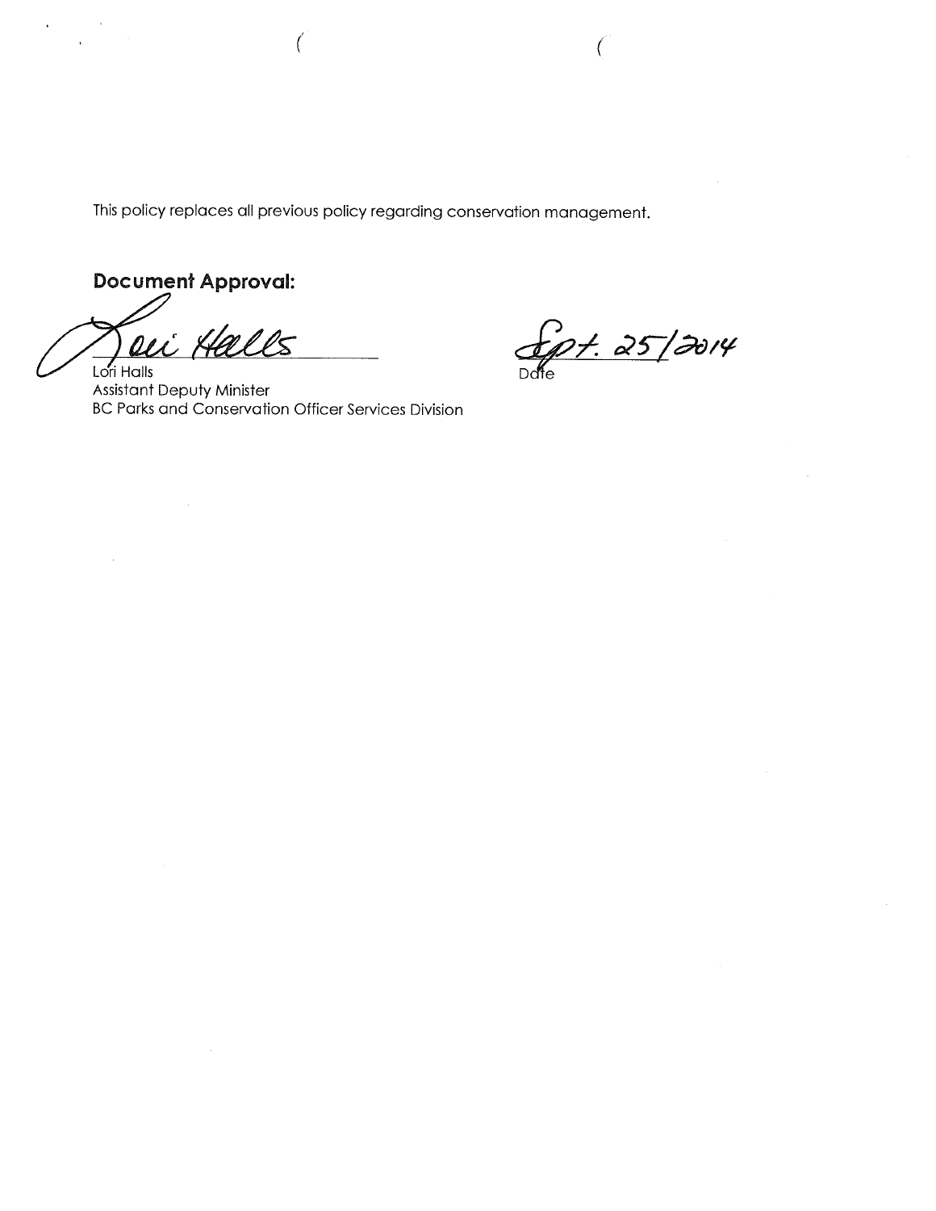This policy replaces all previous policy regarding conservation management.

**Document Approval:**

Lori Halls
Assistant Deputy Minister
BC Parks and Conservation Officer Services Division

Sept. 25/2014
Date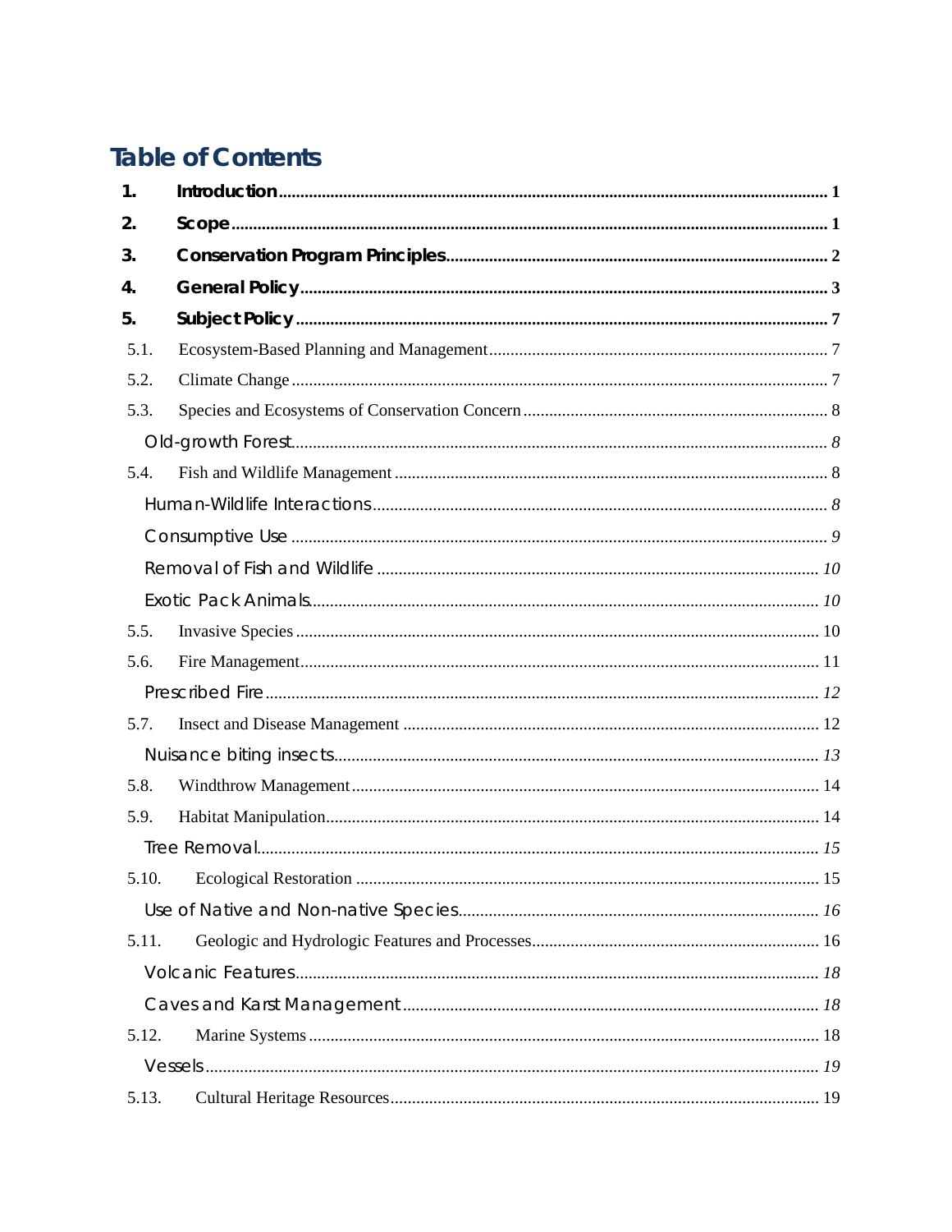# Table of Contents

1. **Introduction** ........ 1
2. **Scope** ........ 1
3. **Conservation Program Principles** ........ 2
4. **General Policy** ........ 3
5. **Subject Policy** ........ 7

5.1. Ecosystem-Based Planning and Management ........ 7

5.2. Climate Change ........ 7

5.3. Species and Ecosystems of Conservation Concern ........ 8

*Old-growth Forest* ........ *8*

5.4. Fish and Wildlife Management ........ 8

*Human-Wildlife Interactions* ........ *8*

*Consumptive Use* ........ *9*

*Removal of Fish and Wildlife* ........ *10*

*Exotic Pack Animals* ........ *10*

5.5. Invasive Species ........ 10

5.6. Fire Management ........ 11

*Prescribed Fire* ........ *12*

5.7. Insect and Disease Management ........ 12

*Nuisance biting insects* ........ *13*

5.8. Windthrow Management ........ 14

5.9. Habitat Manipulation ........ 14

*Tree Removal* ........ *15*

5.10. Ecological Restoration ........ 15

*Use of Native and Non-native Species* ........ *16*

5.11. Geologic and Hydrologic Features and Processes ........ 16

*Volcanic Features* ........ *18*

*Caves and Karst Management* ........ *18*

5.12. Marine Systems ........ 18

*Vessels* ........ *19*

5.13. Cultural Heritage Resources ........ 19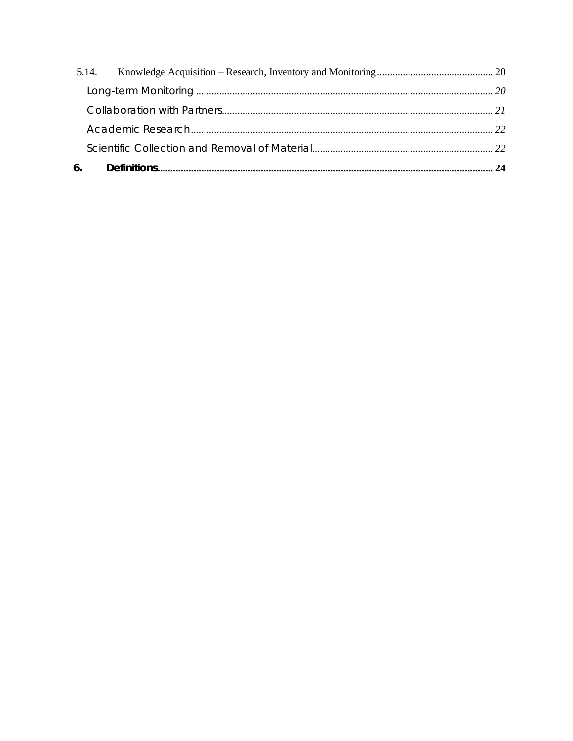5.14. Knowledge Acquisition – Research, Inventory and Monitoring ............................................ 20

Long-term Monitoring ................................................................................................................ 20

Collaboration with Partners........................................................................................................ 21

Academic Research.................................................................................................................... 22

Scientific Collection and Removal of Material.......................................................................... 22

**6. Definitions................................................................................................................................. 24**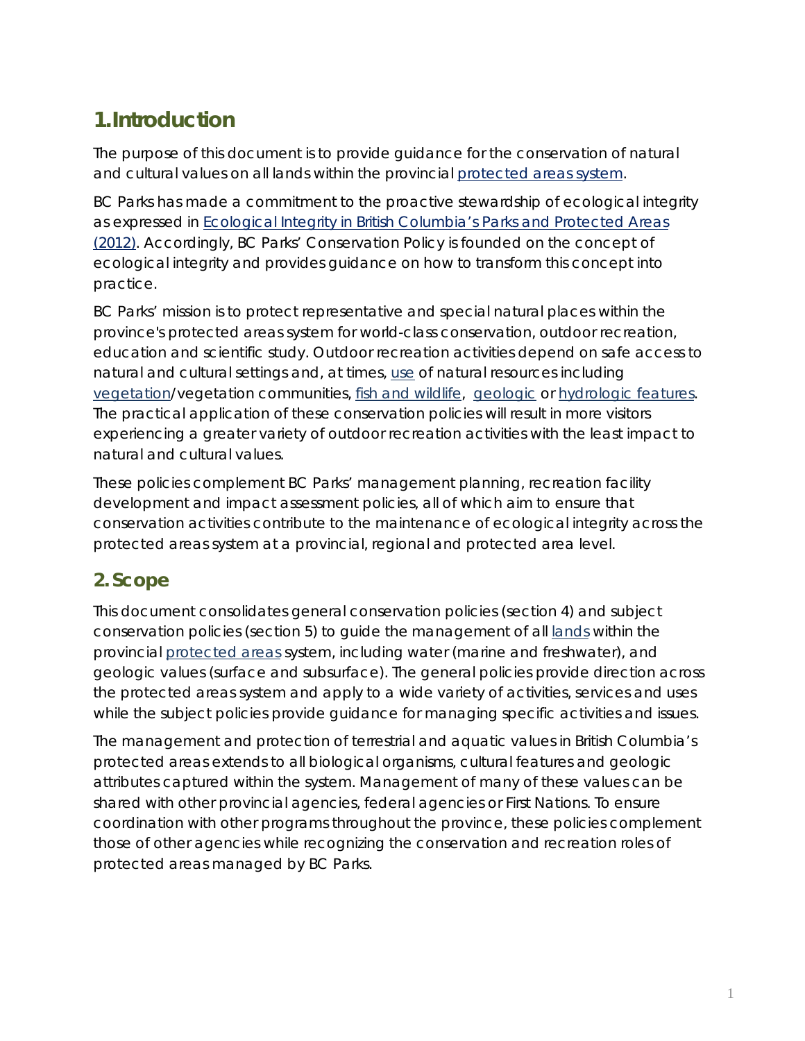# 1. Introduction

The purpose of this document is to provide guidance for the conservation of natural and cultural values on all lands within the provincial protected areas system.

BC Parks has made a commitment to the proactive stewardship of ecological integrity as expressed in Ecological Integrity in British Columbia's Parks and Protected Areas (2012). Accordingly, BC Parks' Conservation Policy is founded on the concept of ecological integrity and provides guidance on how to transform this concept into practice.

BC Parks' mission is to protect representative and special natural places within the province's protected areas system for world-class conservation, outdoor recreation, education and scientific study. Outdoor recreation activities depend on safe access to natural and cultural settings and, at times, use of natural resources including vegetation/vegetation communities, fish and wildlife, geologic or hydrologic features. The practical application of these conservation policies will result in more visitors experiencing a greater variety of outdoor recreation activities with the least impact to natural and cultural values.

These policies complement BC Parks' management planning, recreation facility development and impact assessment policies, all of which aim to ensure that conservation activities contribute to the maintenance of ecological integrity across the protected areas system at a provincial, regional and protected area level.

## 2. Scope

This document consolidates general conservation policies (section 4) and subject conservation policies (section 5) to guide the management of all lands within the provincial protected areas system, including water (marine and freshwater), and geologic values (surface and subsurface). The general policies provide direction across the protected areas system and apply to a wide variety of activities, services and uses while the subject policies provide guidance for managing specific activities and issues.

The management and protection of terrestrial and aquatic values in British Columbia's protected areas extends to all biological organisms, cultural features and geologic attributes captured within the system. Management of many of these values can be shared with other provincial agencies, federal agencies or First Nations. To ensure coordination with other programs throughout the province, these policies complement those of other agencies while recognizing the conservation and recreation roles of protected areas managed by BC Parks.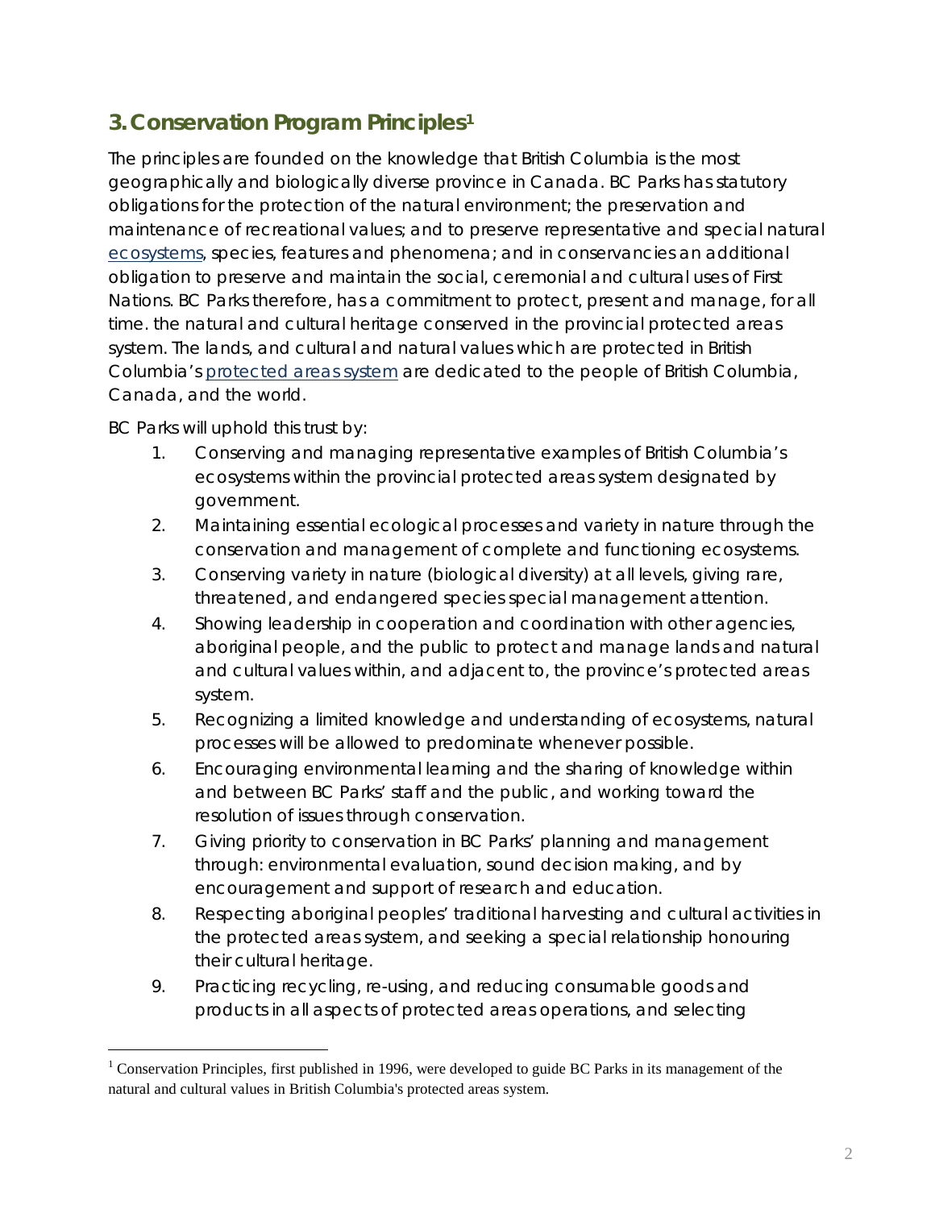## 3. Conservation Program Principles[1]

The principles are founded on the knowledge that British Columbia is the most geographically and biologically diverse province in Canada. BC Parks has statutory obligations for the protection of the natural environment; the preservation and maintenance of recreational values; and to preserve representative and special natural ecosystems, species, features and phenomena; and in conservancies an additional obligation to preserve and maintain the social, ceremonial and cultural uses of First Nations. BC Parks therefore, has a commitment to protect, present and manage, for all time. the natural and cultural heritage conserved in the provincial protected areas system. The lands, and cultural and natural values which are protected in British Columbia's protected areas system are dedicated to the people of British Columbia, Canada, and the world.

BC Parks will uphold this trust by:

1. Conserving and managing representative examples of British Columbia's ecosystems within the provincial protected areas system designated by government.
2. Maintaining essential ecological processes and variety in nature through the conservation and management of complete and functioning ecosystems.
3. Conserving variety in nature (biological diversity) at all levels, giving rare, threatened, and endangered species special management attention.
4. Showing leadership in cooperation and coordination with other agencies, aboriginal people, and the public to protect and manage lands and natural and cultural values within, and adjacent to, the province's protected areas system.
5. Recognizing a limited knowledge and understanding of ecosystems, natural processes will be allowed to predominate whenever possible.
6. Encouraging environmental learning and the sharing of knowledge within and between BC Parks' staff and the public, and working toward the resolution of issues through conservation.
7. Giving priority to conservation in BC Parks' planning and management through: environmental evaluation, sound decision making, and by encouragement and support of research and education.
8. Respecting aboriginal peoples' traditional harvesting and cultural activities in the protected areas system, and seeking a special relationship honouring their cultural heritage.
9. Practicing recycling, re-using, and reducing consumable goods and products in all aspects of protected areas operations, and selecting

[1] Conservation Principles, first published in 1996, were developed to guide BC Parks in its management of the natural and cultural values in British Columbia's protected areas system.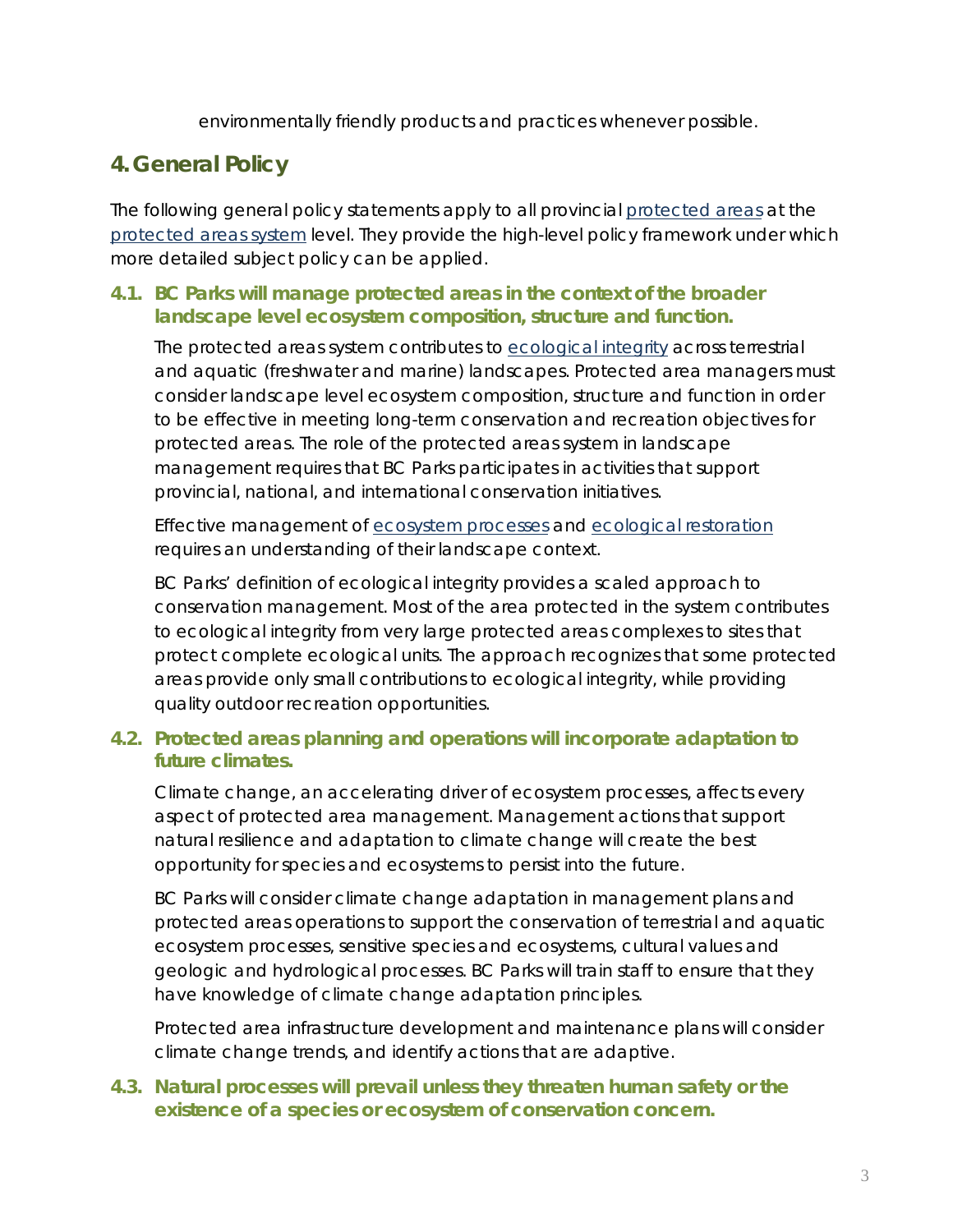environmentally friendly products and practices whenever possible.

## 4. General Policy

The following general policy statements apply to all provincial protected areas at the protected areas system level. They provide the high-level policy framework under which more detailed subject policy can be applied.

### 4.1. BC Parks will manage protected areas in the context of the broader landscape level ecosystem composition, structure and function.

The protected areas system contributes to ecological integrity across terrestrial and aquatic (freshwater and marine) landscapes. Protected area managers must consider landscape level ecosystem composition, structure and function in order to be effective in meeting long-term conservation and recreation objectives for protected areas. The role of the protected areas system in landscape management requires that BC Parks participates in activities that support provincial, national, and international conservation initiatives.

Effective management of ecosystem processes and ecological restoration requires an understanding of their landscape context.

BC Parks' definition of ecological integrity provides a scaled approach to conservation management. Most of the area protected in the system contributes to ecological integrity from very large protected areas complexes to sites that protect complete ecological units. The approach recognizes that some protected areas provide only small contributions to ecological integrity, while providing quality outdoor recreation opportunities.

### 4.2. Protected areas planning and operations will incorporate adaptation to future climates.

Climate change, an accelerating driver of ecosystem processes, affects every aspect of protected area management. Management actions that support natural resilience and adaptation to climate change will create the best opportunity for species and ecosystems to persist into the future.

BC Parks will consider climate change adaptation in management plans and protected areas operations to support the conservation of terrestrial and aquatic ecosystem processes, sensitive species and ecosystems, cultural values and geologic and hydrological processes. BC Parks will train staff to ensure that they have knowledge of climate change adaptation principles.

Protected area infrastructure development and maintenance plans will consider climate change trends, and identify actions that are adaptive.

### 4.3. Natural processes will prevail unless they threaten human safety or the existence of a species or ecosystem of conservation concern.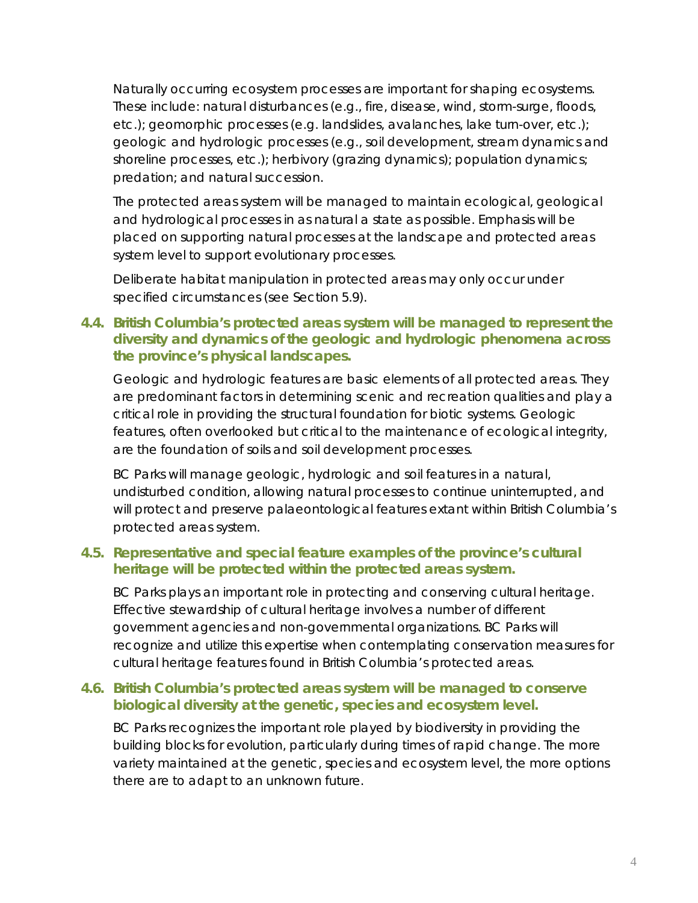Naturally occurring ecosystem processes are important for shaping ecosystems. These include: natural disturbances (e.g., fire, disease, wind, storm-surge, floods, etc.); geomorphic processes (e.g. landslides, avalanches, lake turn-over, etc.); geologic and hydrologic processes (e.g., soil development, stream dynamics and shoreline processes, etc.); herbivory (grazing dynamics); population dynamics; predation; and natural succession.

The protected areas system will be managed to maintain ecological, geological and hydrological processes in as natural a state as possible. Emphasis will be placed on supporting natural processes at the landscape and protected areas system level to support evolutionary processes.

Deliberate habitat manipulation in protected areas may only occur under specified circumstances (see Section 5.9).

### 4.4. British Columbia's protected areas system will be managed to represent the diversity and dynamics of the geologic and hydrologic phenomena across the province's physical landscapes.

Geologic and hydrologic features are basic elements of all protected areas. They are predominant factors in determining scenic and recreation qualities and play a critical role in providing the structural foundation for biotic systems. Geologic features, often overlooked but critical to the maintenance of ecological integrity, are the foundation of soils and soil development processes.

BC Parks will manage geologic, hydrologic and soil features in a natural, undisturbed condition, allowing natural processes to continue uninterrupted, and will protect and preserve palaeontological features extant within British Columbia's protected areas system.

### 4.5. Representative and special feature examples of the province's cultural heritage will be protected within the protected areas system.

BC Parks plays an important role in protecting and conserving cultural heritage. Effective stewardship of cultural heritage involves a number of different government agencies and non-governmental organizations. BC Parks will recognize and utilize this expertise when contemplating conservation measures for cultural heritage features found in British Columbia's protected areas.

### 4.6. British Columbia's protected areas system will be managed to conserve biological diversity at the genetic, species and ecosystem level.

BC Parks recognizes the important role played by biodiversity in providing the building blocks for evolution, particularly during times of rapid change. The more variety maintained at the genetic, species and ecosystem level, the more options there are to adapt to an unknown future.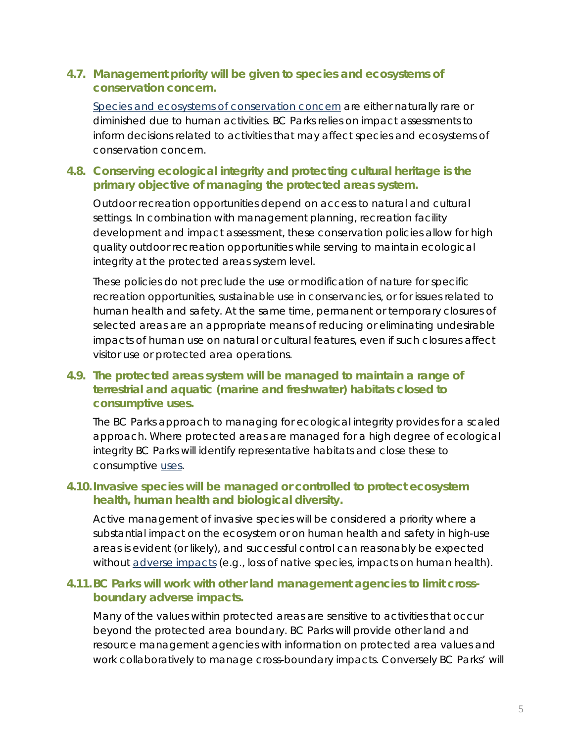### 4.7. Management priority will be given to species and ecosystems of conservation concern.

Species and ecosystems of conservation concern are either naturally rare or diminished due to human activities. BC Parks relies on impact assessments to inform decisions related to activities that may affect species and ecosystems of conservation concern.

### 4.8. Conserving ecological integrity and protecting cultural heritage is the primary objective of managing the protected areas system.

Outdoor recreation opportunities depend on access to natural and cultural settings. In combination with management planning, recreation facility development and impact assessment, these conservation policies allow for high quality outdoor recreation opportunities while serving to maintain ecological integrity at the protected areas system level.

These policies do not preclude the use or modification of nature for specific recreation opportunities, sustainable use in conservancies, or for issues related to human health and safety. At the same time, permanent or temporary closures of selected areas are an appropriate means of reducing or eliminating undesirable impacts of human use on natural or cultural features, even if such closures affect visitor use or protected area operations.

### 4.9. The protected areas system will be managed to maintain a range of terrestrial and aquatic (marine and freshwater) habitats closed to consumptive uses.

The BC Parks approach to managing for ecological integrity provides for a scaled approach. Where protected areas are managed for a high degree of ecological integrity BC Parks will identify representative habitats and close these to consumptive uses.

### 4.10. Invasive species will be managed or controlled to protect ecosystem health, human health and biological diversity.

Active management of invasive species will be considered a priority where a substantial impact on the ecosystem or on human health and safety in high-use areas is evident (or likely), and successful control can reasonably be expected without adverse impacts (e.g., loss of native species, impacts on human health).

### 4.11. BC Parks will work with other land management agencies to limit cross-boundary adverse impacts.

Many of the values within protected areas are sensitive to activities that occur beyond the protected area boundary. BC Parks will provide other land and resource management agencies with information on protected area values and work collaboratively to manage cross-boundary impacts. Conversely BC Parks' will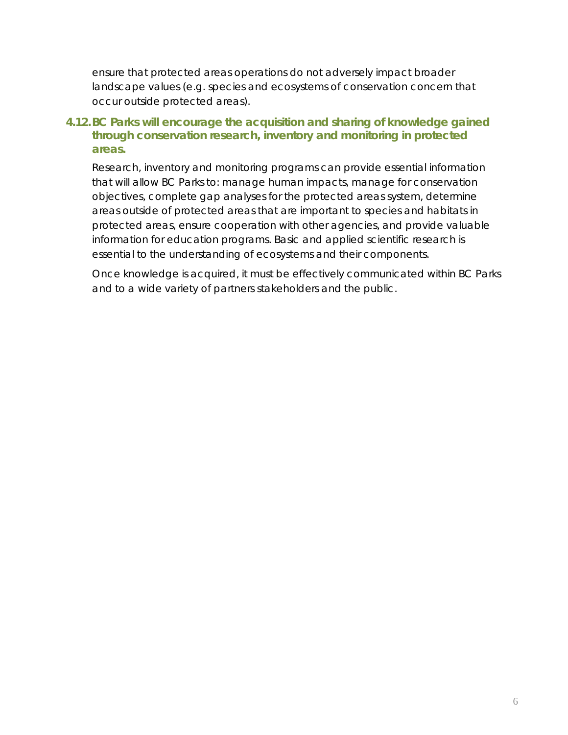ensure that protected areas operations do not adversely impact broader landscape values (e.g. species and ecosystems of conservation concern that occur outside protected areas).

### 4.12. BC Parks will encourage the acquisition and sharing of knowledge gained through conservation research, inventory and monitoring in protected areas.

Research, inventory and monitoring programs can provide essential information that will allow BC Parks to: manage human impacts, manage for conservation objectives, complete gap analyses for the protected areas system, determine areas outside of protected areas that are important to species and habitats in protected areas, ensure cooperation with other agencies, and provide valuable information for education programs. Basic and applied scientific research is essential to the understanding of ecosystems and their components.

Once knowledge is acquired, it must be effectively communicated within BC Parks and to a wide variety of partners stakeholders and the public.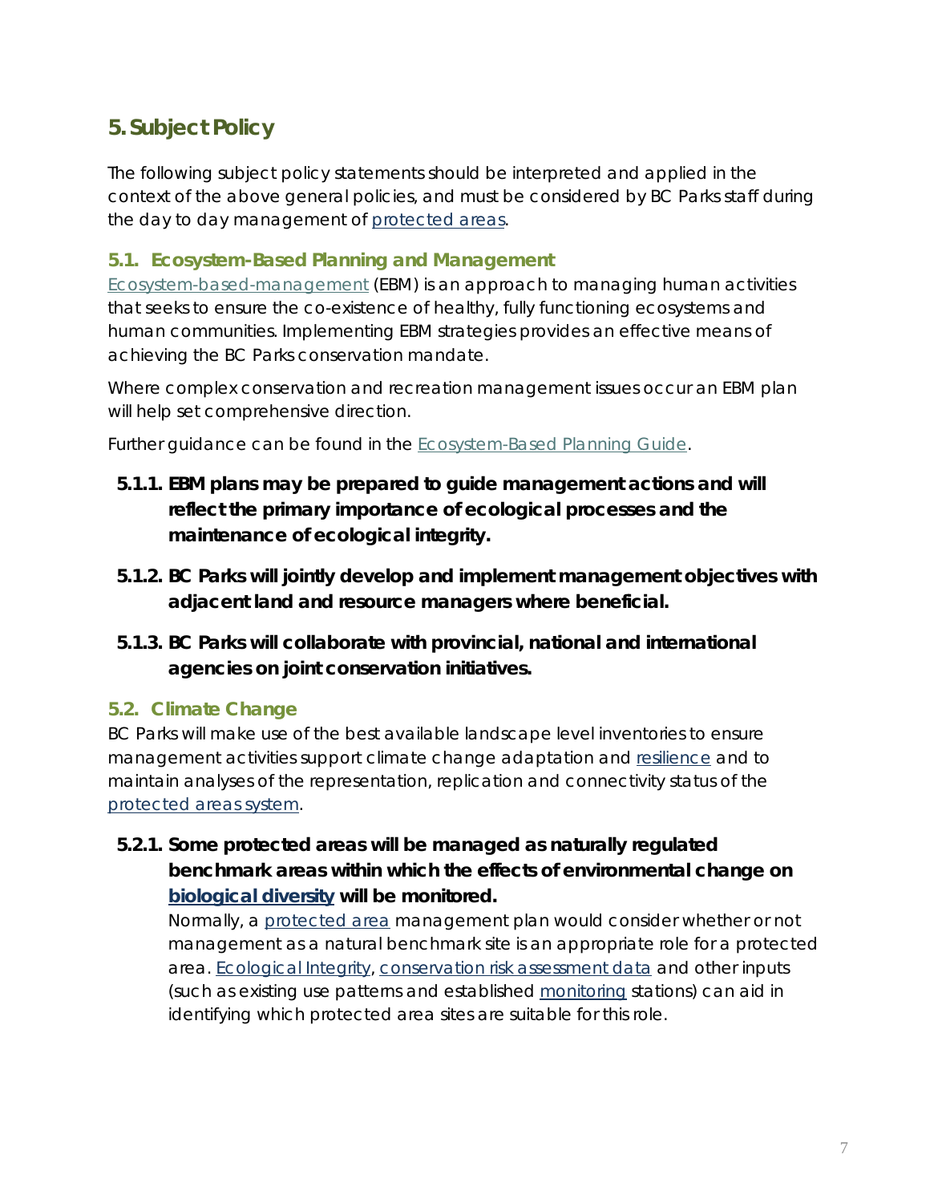## 5. Subject Policy

The following subject policy statements should be interpreted and applied in the context of the above general policies, and must be considered by BC Parks staff during the day to day management of protected areas.

### 5.1. Ecosystem-Based Planning and Management

Ecosystem-based-management (EBM) is an approach to managing human activities that seeks to ensure the co-existence of healthy, fully functioning ecosystems and human communities. Implementing EBM strategies provides an effective means of achieving the BC Parks conservation mandate.

Where complex conservation and recreation management issues occur an EBM plan will help set comprehensive direction.

Further guidance can be found in the Ecosystem-Based Planning Guide.

**5.1.1. EBM plans may be prepared to guide management actions and will reflect the primary importance of ecological processes and the maintenance of ecological integrity.**

**5.1.2. BC Parks will jointly develop and implement management objectives with adjacent land and resource managers where beneficial.**

**5.1.3. BC Parks will collaborate with provincial, national and international agencies on joint conservation initiatives.**

### 5.2. Climate Change

BC Parks will make use of the best available landscape level inventories to ensure management activities support climate change adaptation and resilience and to maintain analyses of the representation, replication and connectivity status of the protected areas system.

**5.2.1. Some protected areas will be managed as naturally regulated benchmark areas within which the effects of environmental change on biological diversity will be monitored.**

Normally, a protected area management plan would consider whether or not management as a natural benchmark site is an appropriate role for a protected area. Ecological Integrity, conservation risk assessment data and other inputs (such as existing use patterns and established monitoring stations) can aid in identifying which protected area sites are suitable for this role.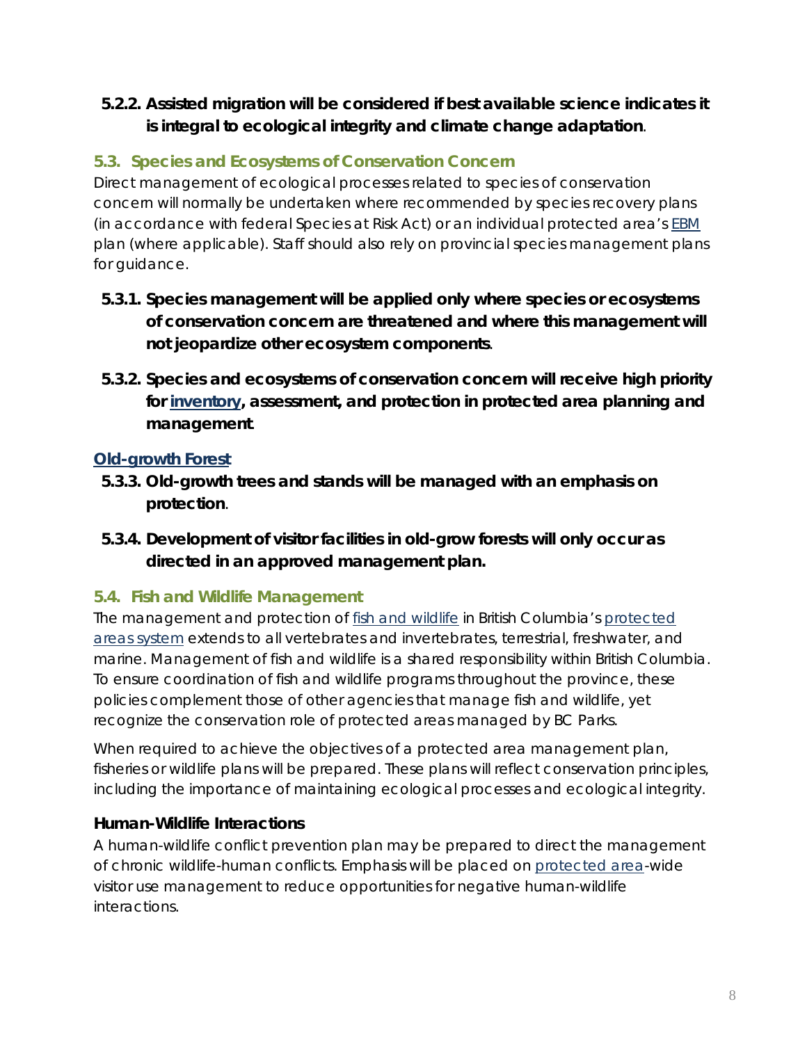**5.2.2. Assisted migration will be considered if best available science indicates it is integral to ecological integrity and climate change adaptation**.

### 5.3. Species and Ecosystems of Conservation Concern

Direct management of ecological processes related to species of conservation concern will normally be undertaken where recommended by species recovery plans (in accordance with federal Species at Risk Act) or an individual protected area's EBM plan (where applicable). Staff should also rely on provincial species management plans for guidance.

**5.3.1. Species management will be applied only where species or ecosystems of conservation concern are threatened and where this management will not jeopardize other ecosystem components**.

**5.3.2. Species and ecosystems of conservation concern will receive high priority for inventory, assessment, and protection in protected area planning and management**.

#### Old-growth Forest

**5.3.3. Old-growth trees and stands will be managed with an emphasis on protection**.

**5.3.4. Development of visitor facilities in old-grow forests will only occur as directed in an approved management plan.**

### 5.4. Fish and Wildlife Management

The management and protection of fish and wildlife in British Columbia's protected areas system extends to all vertebrates and invertebrates, terrestrial, freshwater, and marine. Management of fish and wildlife is a shared responsibility within British Columbia. To ensure coordination of fish and wildlife programs throughout the province, these policies complement those of other agencies that manage fish and wildlife, yet recognize the conservation role of protected areas managed by BC Parks.

When required to achieve the objectives of a protected area management plan, fisheries or wildlife plans will be prepared. These plans will reflect conservation principles, including the importance of maintaining ecological processes and ecological integrity.

#### Human-Wildlife Interactions

A human-wildlife conflict prevention plan may be prepared to direct the management of chronic wildlife-human conflicts. Emphasis will be placed on protected area-wide visitor use management to reduce opportunities for negative human-wildlife interactions.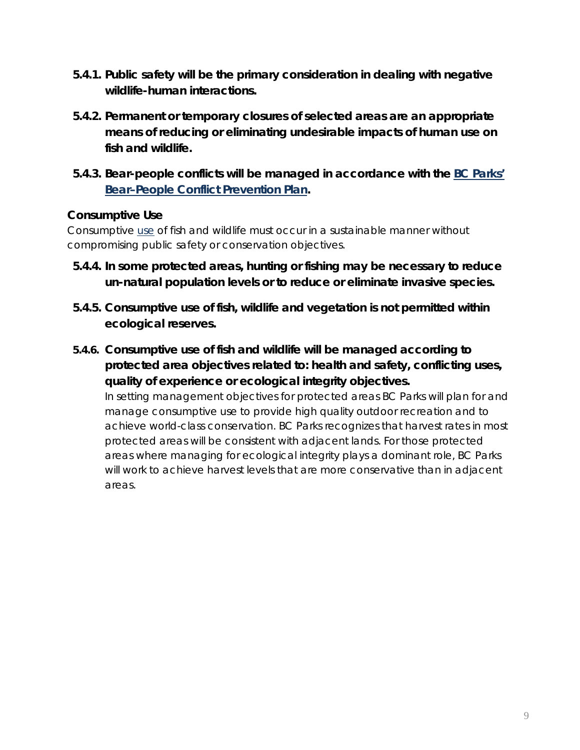**5.4.1. Public safety will be the primary consideration in dealing with negative wildlife-human interactions.**

**5.4.2. Permanent or temporary closures of selected areas are an appropriate means of reducing or eliminating undesirable impacts of human use on fish and wildlife.**

**5.4.3. Bear-people conflicts will be managed in accordance with the BC Parks' Bear-People Conflict Prevention Plan.**

### Consumptive Use

*Consumptive use of fish and wildlife must occur in a sustainable manner without compromising public safety or conservation objectives.*

**5.4.4. In some protected areas, hunting or fishing may be necessary to reduce un-natural population levels or to reduce or eliminate invasive species.**

**5.4.5. Consumptive use of fish, wildlife and vegetation is not permitted within ecological reserves.**

**5.4.6. Consumptive use of fish and wildlife will be managed according to protected area objectives related to: health and safety, conflicting uses, quality of experience or ecological integrity objectives.**

In setting management objectives for protected areas BC Parks will plan for and manage consumptive use to provide high quality outdoor recreation and to achieve world-class conservation. BC Parks recognizes that harvest rates in most protected areas will be consistent with adjacent lands. For those protected areas where managing for ecological integrity plays a dominant role, BC Parks will work to achieve harvest levels that are more conservative than in adjacent areas.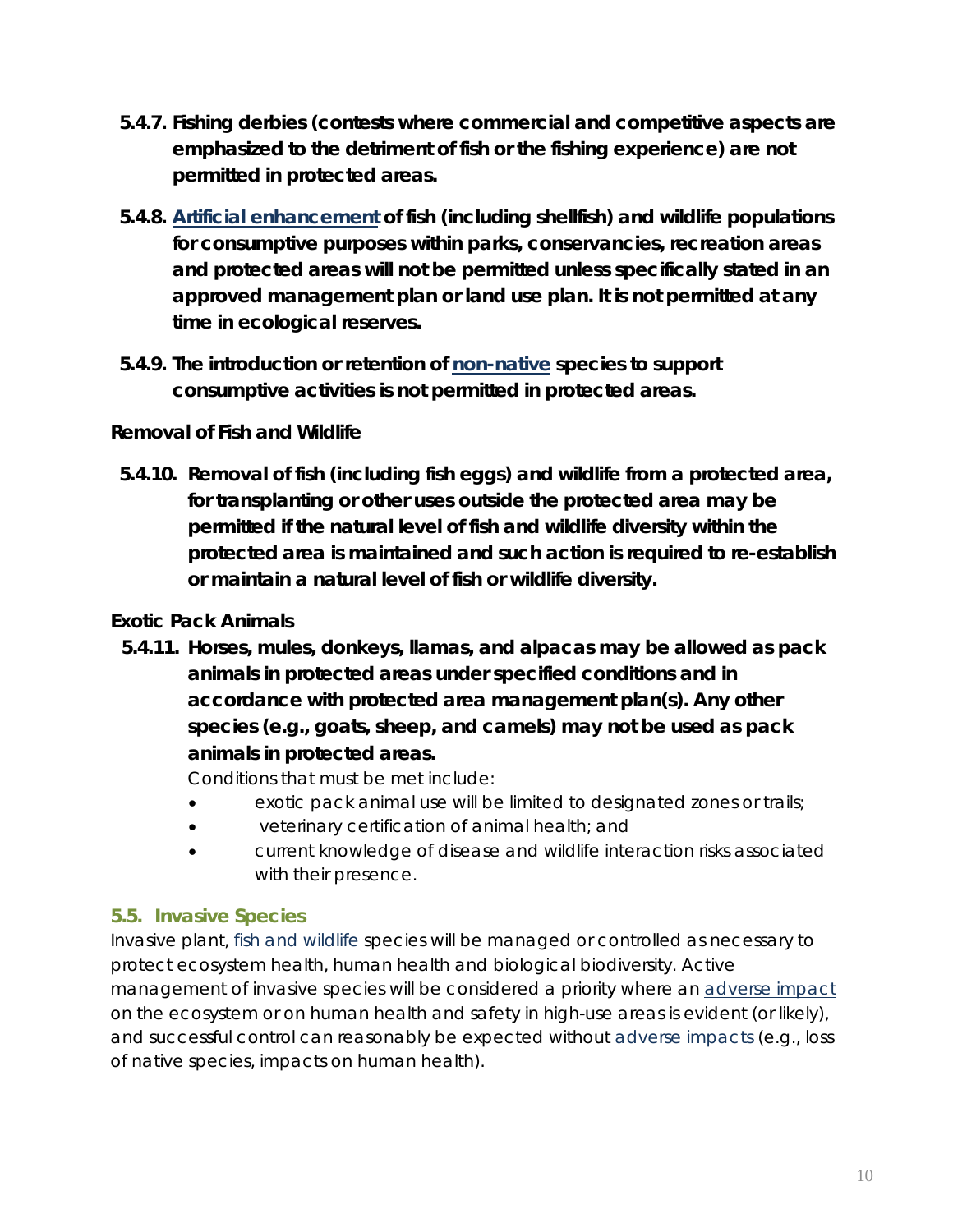**5.4.7. Fishing derbies (contests where commercial and competitive aspects are emphasized to the detriment of fish or the fishing experience) are not permitted in protected areas.**

**5.4.8. Artificial enhancement of fish (including shellfish) and wildlife populations for consumptive purposes within parks, conservancies, recreation areas and protected areas will not be permitted unless specifically stated in an approved management plan or land use plan. It is not permitted at any time in ecological reserves.**

**5.4.9. The introduction or retention of non-native species to support consumptive activities is not permitted in protected areas.**

**Removal of Fish and Wildlife**

**5.4.10. Removal of fish (including fish eggs) and wildlife from a protected area, for transplanting or other uses outside the protected area may be permitted if the natural level of fish and wildlife diversity within the protected area is maintained and such action is required to re-establish or maintain a natural level of fish or wildlife diversity.**

**Exotic Pack Animals**

**5.4.11. Horses, mules, donkeys, llamas, and alpacas may be allowed as pack animals in protected areas under specified conditions and in accordance with protected area management plan(s). Any other species (e.g., goats, sheep, and camels) may not be used as pack animals in protected areas.**

Conditions that must be met include:

- exotic pack animal use will be limited to designated zones or trails;
- veterinary certification of animal health; and
- current knowledge of disease and wildlife interaction risks associated with their presence.

## 5.5. Invasive Species

Invasive plant, fish and wildlife species will be managed or controlled as necessary to protect ecosystem health, human health and biological biodiversity. Active management of invasive species will be considered a priority where an adverse impact on the ecosystem or on human health and safety in high-use areas is evident (or likely), and successful control can reasonably be expected without adverse impacts (e.g., loss of native species, impacts on human health).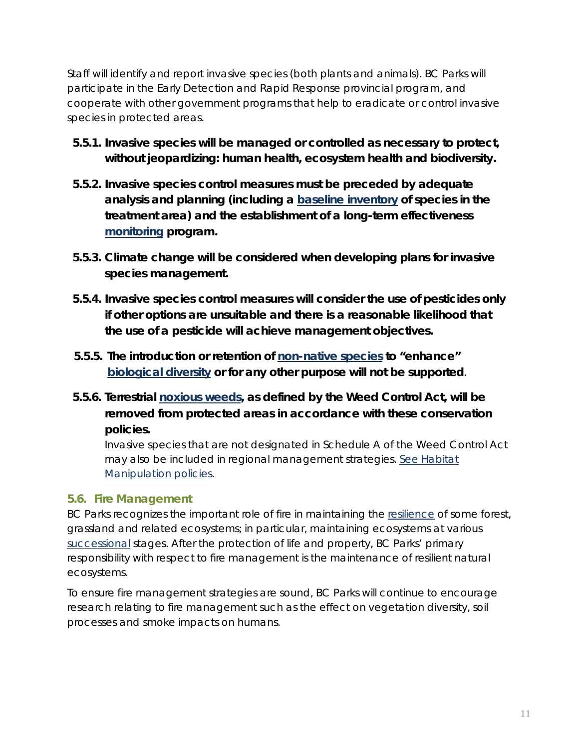Staff will identify and report invasive species (both plants and animals). BC Parks will participate in the Early Detection and Rapid Response provincial program, and cooperate with other government programs that help to eradicate or control invasive species in protected areas.

**5.5.1. Invasive species will be managed or controlled as necessary to protect, without jeopardizing: human health, ecosystem health and biodiversity.**

**5.5.2. Invasive species control measures must be preceded by adequate analysis and planning (including a baseline inventory of species in the treatment area) and the establishment of a long-term effectiveness monitoring program.**

**5.5.3. Climate change will be considered when developing plans for invasive species management.**

**5.5.4. Invasive species control measures will consider the use of pesticides only if other options are unsuitable and there is a reasonable likelihood that the use of a pesticide will achieve management objectives.**

**5.5.5. The introduction or retention of non-native species to "enhance" biological diversity or for any other purpose will not be supported**.

**5.5.6. Terrestrial noxious weeds, as defined by the Weed Control Act, will be removed from protected areas in accordance with these conservation policies.**

Invasive species that are not designated in Schedule A of the Weed Control Act may also be included in regional management strategies. See Habitat Manipulation policies.

### 5.6. Fire Management

BC Parks recognizes the important role of fire in maintaining the resilience of some forest, grassland and related ecosystems; in particular, maintaining ecosystems at various successional stages. After the protection of life and property, BC Parks' primary responsibility with respect to fire management is the maintenance of resilient natural ecosystems.

To ensure fire management strategies are sound, BC Parks will continue to encourage research relating to fire management such as the effect on vegetation diversity, soil processes and smoke impacts on humans.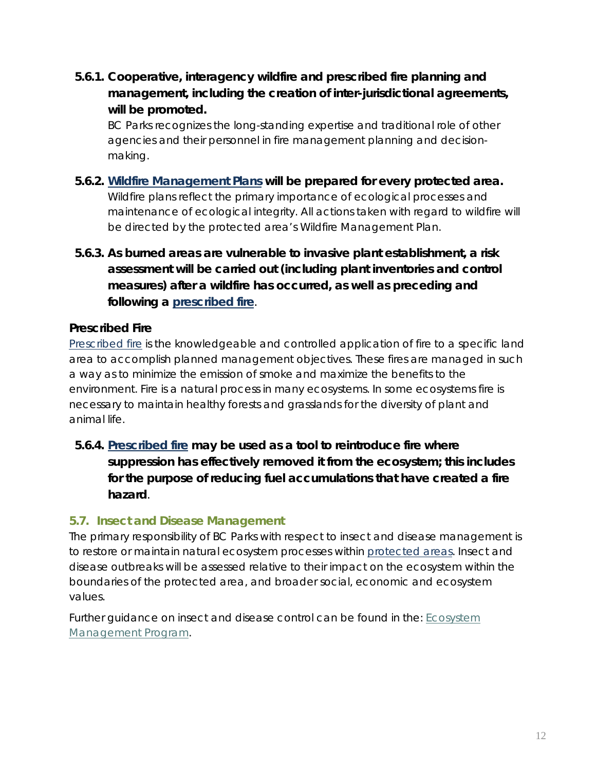**5.6.1. Cooperative, interagency wildfire and prescribed fire planning and management, including the creation of inter-jurisdictional agreements, will be promoted.**

BC Parks recognizes the long-standing expertise and traditional role of other agencies and their personnel in fire management planning and decision-making.

**5.6.2. Wildfire Management Plans will be prepared for every protected area.**

Wildfire plans reflect the primary importance of ecological processes and maintenance of ecological integrity. All actions taken with regard to wildfire will be directed by the protected area's Wildfire Management Plan.

**5.6.3. As burned areas are vulnerable to invasive plant establishment, a risk assessment will be carried out (including plant inventories and control measures) after a wildfire has occurred, as well as preceding and following a prescribed fire.**

### Prescribed Fire

Prescribed fire is the knowledgeable and controlled application of fire to a specific land area to accomplish planned management objectives. These fires are managed in such a way as to minimize the emission of smoke and maximize the benefits to the environment. Fire is a natural process in many ecosystems. In some ecosystems fire is necessary to maintain healthy forests and grasslands for the diversity of plant and animal life.

**5.6.4. Prescribed fire may be used as a tool to reintroduce fire where suppression has effectively removed it from the ecosystem; this includes for the purpose of reducing fuel accumulations that have created a fire hazard.**

## 5.7. Insect and Disease Management

The primary responsibility of BC Parks with respect to insect and disease management is to restore or maintain natural ecosystem processes within protected areas. Insect and disease outbreaks will be assessed relative to their impact on the ecosystem within the boundaries of the protected area, and broader social, economic and ecosystem values.

Further guidance on insect and disease control can be found in the: Ecosystem Management Program.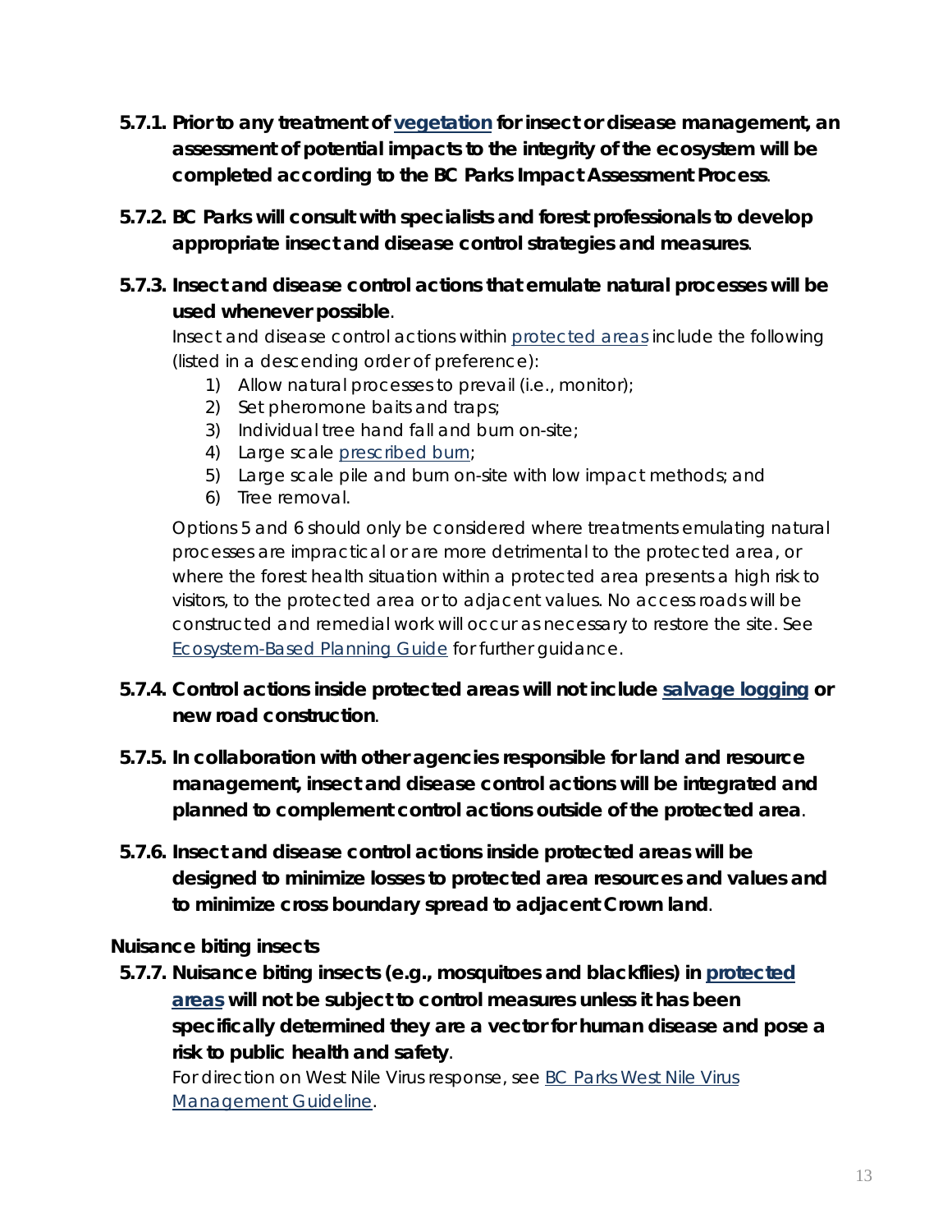**5.7.1. Prior to any treatment of vegetation for insect or disease management, an assessment of potential impacts to the integrity of the ecosystem will be completed according to the BC Parks Impact Assessment Process**.

**5.7.2. BC Parks will consult with specialists and forest professionals to develop appropriate insect and disease control strategies and measures**.

**5.7.3. Insect and disease control actions that emulate natural processes will be used whenever possible**.

*Insect and disease control actions within protected areas include the following (listed in a descending order of preference):*

1) *Allow natural processes to prevail (i.e., monitor);*
2) *Set pheromone baits and traps;*
3) *Individual tree hand fall and burn on-site;*
4) *Large scale prescribed burn;*
5) *Large scale pile and burn on-site with low impact methods; and*
6) *Tree removal.*

*Options 5 and 6 should only be considered where treatments emulating natural processes are impractical or are more detrimental to the protected area, or where the forest health situation within a protected area presents a high risk to visitors, to the protected area or to adjacent values. No access roads will be constructed and remedial work will occur as necessary to restore the site. See Ecosystem-Based Planning Guide for further guidance.*

**5.7.4. Control actions inside protected areas will not include salvage logging or new road construction**.

**5.7.5. In collaboration with other agencies responsible for land and resource management, insect and disease control actions will be integrated and planned to complement control actions outside of the protected area**.

**5.7.6. Insect and disease control actions inside protected areas will be designed to minimize losses to protected area resources and values and to minimize cross boundary spread to adjacent Crown land**.

**Nuisance biting insects**

**5.7.7. Nuisance biting insects (e.g., mosquitoes and blackflies) in protected areas will not be subject to control measures unless it has been specifically determined they are a vector for human disease and pose a risk to public health and safety**.

*For direction on West Nile Virus response, see BC Parks West Nile Virus Management Guideline.*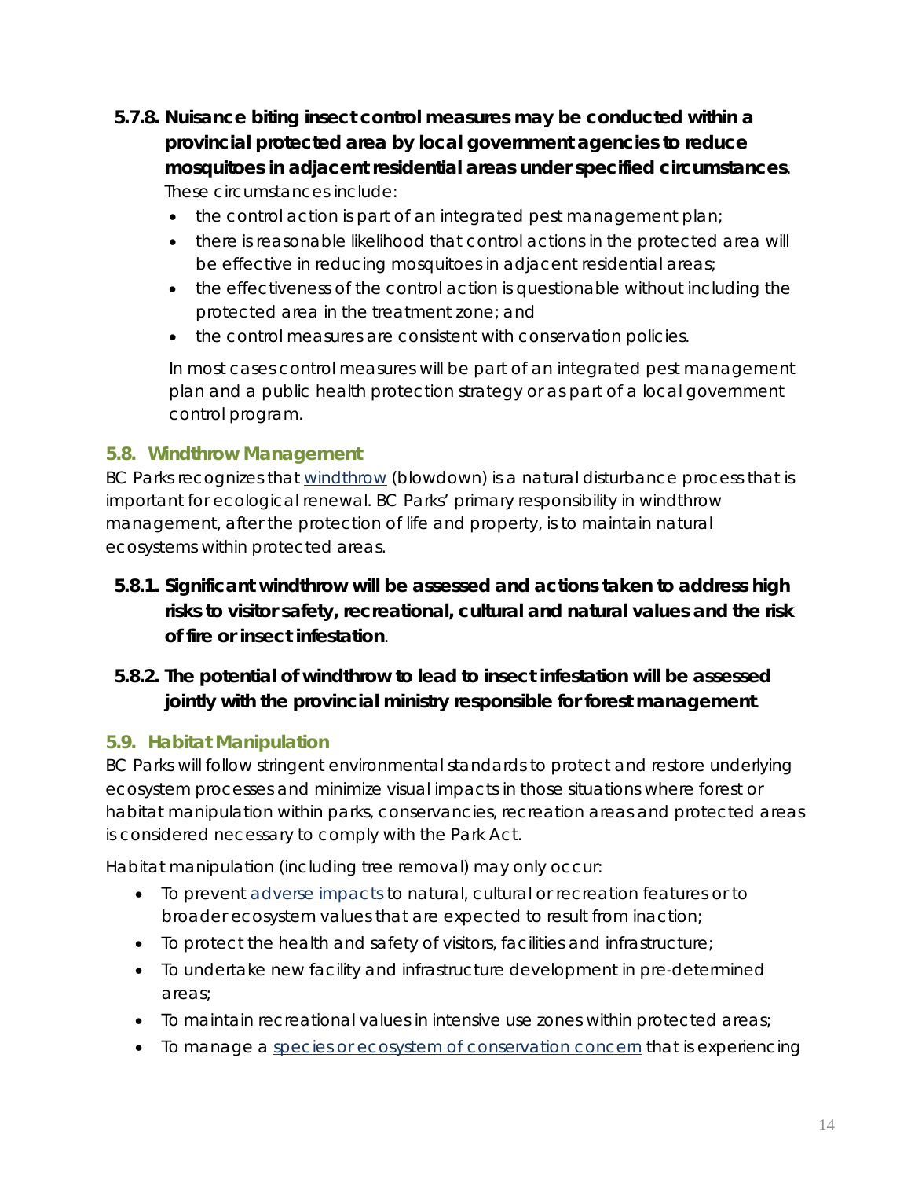**5.7.8. Nuisance biting insect control measures may be conducted within a provincial protected area by local government agencies to reduce mosquitoes in adjacent residential areas under specified circumstances**. These circumstances include:

- the control action is part of an integrated pest management plan;
- there is reasonable likelihood that control actions in the protected area will be effective in reducing mosquitoes in adjacent residential areas;
- the effectiveness of the control action is questionable without including the protected area in the treatment zone; and
- the control measures are consistent with conservation policies.

In most cases control measures will be part of an integrated pest management plan and a public health protection strategy or as part of a local government control program.

## 5.8. Windthrow Management

BC Parks recognizes that windthrow (blowdown) is a natural disturbance process that is important for ecological renewal. BC Parks' primary responsibility in windthrow management, after the protection of life and property, is to maintain natural ecosystems within protected areas.

**5.8.1. Significant windthrow will be assessed and actions taken to address high risks to visitor safety, recreational, cultural and natural values and the risk of fire or insect infestation**.

**5.8.2. The potential of windthrow to lead to insect infestation will be assessed jointly with the provincial ministry responsible for forest management**.

## 5.9. Habitat Manipulation

BC Parks will follow stringent environmental standards to protect and restore underlying ecosystem processes and minimize visual impacts in those situations where forest or habitat manipulation within parks, conservancies, recreation areas and protected areas is considered necessary to comply with the Park Act.

Habitat manipulation (including tree removal) may only occur:

- To prevent adverse impacts to natural, cultural or recreation features or to broader ecosystem values that are expected to result from inaction;
- To protect the health and safety of visitors, facilities and infrastructure;
- To undertake new facility and infrastructure development in pre-determined areas;
- To maintain recreational values in intensive use zones within protected areas;
- To manage a species or ecosystem of conservation concern that is experiencing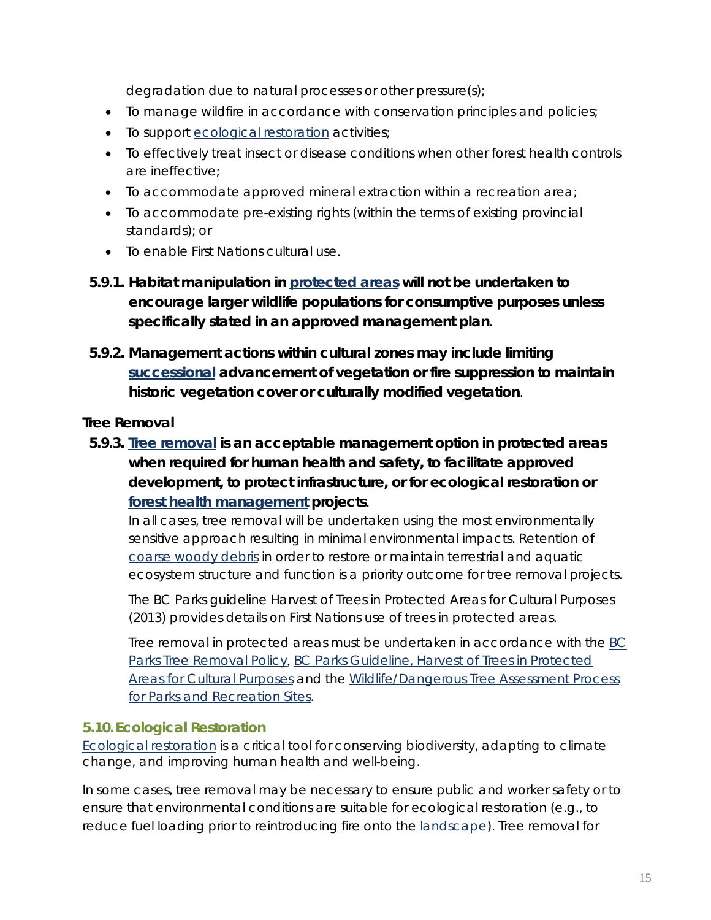degradation due to natural processes or other pressure(s);

- To manage wildfire in accordance with conservation principles and policies;
- To support ecological restoration activities;
- To effectively treat insect or disease conditions when other forest health controls are ineffective;
- To accommodate approved mineral extraction within a recreation area;
- To accommodate pre-existing rights (within the terms of existing provincial standards); or
- To enable First Nations cultural use.

**5.9.1. Habitat manipulation in protected areas will not be undertaken to encourage larger wildlife populations for consumptive purposes unless specifically stated in an approved management plan.**

**5.9.2. Management actions within cultural zones may include limiting successional advancement of vegetation or fire suppression to maintain historic vegetation cover or culturally modified vegetation.**

**Tree Removal**

**5.9.3. Tree removal is an acceptable management option in protected areas when required for human health and safety, to facilitate approved development, to protect infrastructure, or for ecological restoration or forest health management projects.**

In all cases, tree removal will be undertaken using the most environmentally sensitive approach resulting in minimal environmental impacts. Retention of coarse woody debris in order to restore or maintain terrestrial and aquatic ecosystem structure and function is a priority outcome for tree removal projects.

The BC Parks guideline Harvest of Trees in Protected Areas for Cultural Purposes (2013) provides details on First Nations use of trees in protected areas.

Tree removal in protected areas must be undertaken in accordance with the BC Parks Tree Removal Policy, BC Parks Guideline, Harvest of Trees in Protected Areas for Cultural Purposes and the Wildlife/Dangerous Tree Assessment Process for Parks and Recreation Sites.

## 5.10. Ecological Restoration

Ecological restoration is a critical tool for conserving biodiversity, adapting to climate change, and improving human health and well-being.

In some cases, tree removal may be necessary to ensure public and worker safety or to ensure that environmental conditions are suitable for ecological restoration (e.g., to reduce fuel loading prior to reintroducing fire onto the landscape). Tree removal for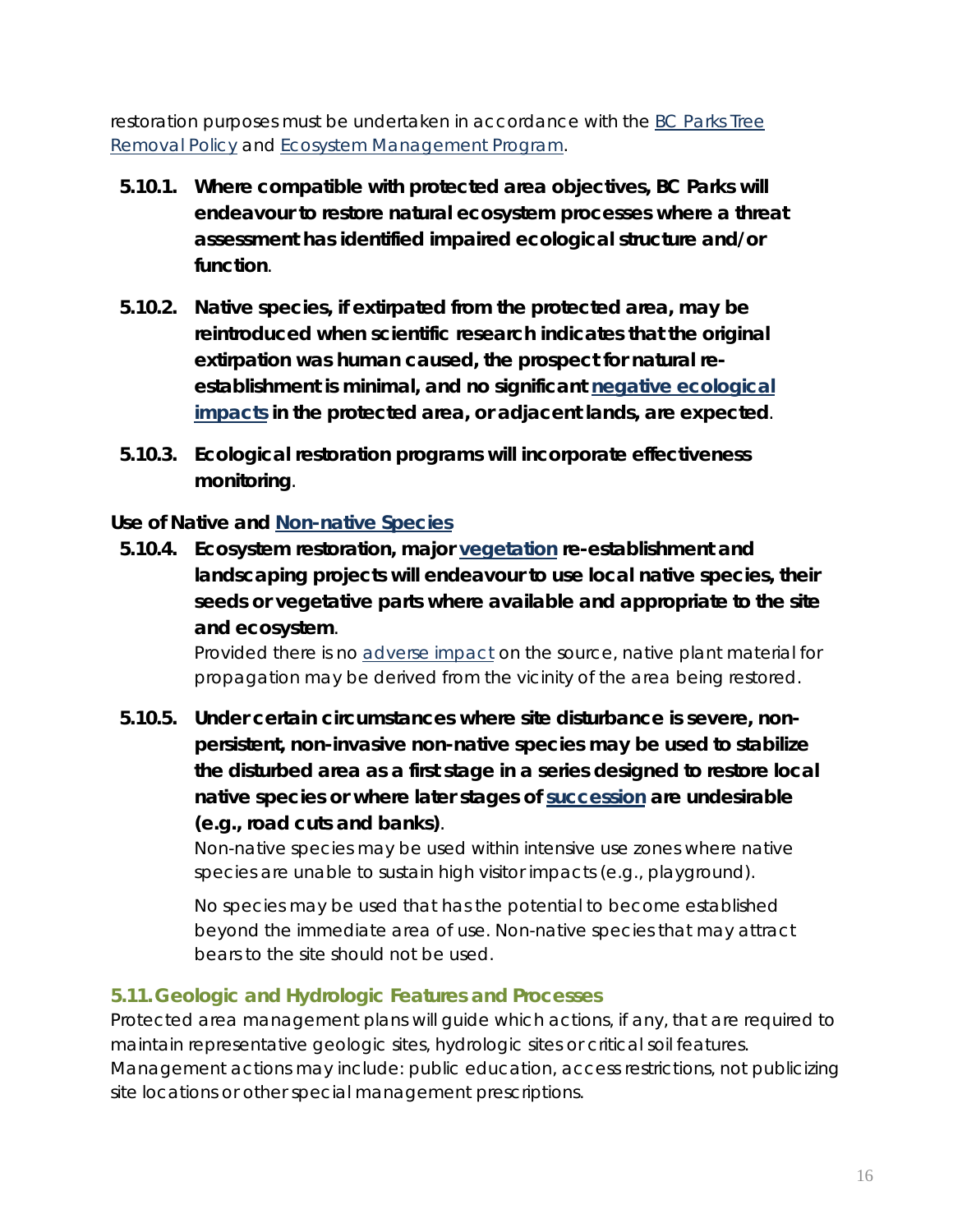restoration purposes must be undertaken in accordance with the BC Parks Tree Removal Policy and Ecosystem Management Program.

**5.10.1. Where compatible with protected area objectives, BC Parks will endeavour to restore natural ecosystem processes where a threat assessment has identified impaired ecological structure and/or function.**

**5.10.2. Native species, if extirpated from the protected area, may be reintroduced when scientific research indicates that the original extirpation was human caused, the prospect for natural re-establishment is minimal, and no significant negative ecological impacts in the protected area, or adjacent lands, are expected.**

**5.10.3. Ecological restoration programs will incorporate effectiveness monitoring.**

**Use of Native and Non-native Species**

**5.10.4. Ecosystem restoration, major vegetation re-establishment and landscaping projects will endeavour to use local native species, their seeds or vegetative parts where available and appropriate to the site and ecosystem.**

Provided there is no adverse impact on the source, native plant material for propagation may be derived from the vicinity of the area being restored.

**5.10.5. Under certain circumstances where site disturbance is severe, non-persistent, non-invasive non-native species may be used to stabilize the disturbed area as a first stage in a series designed to restore local native species or where later stages of succession are undesirable (e.g., road cuts and banks).**

Non-native species may be used within intensive use zones where native species are unable to sustain high visitor impacts (e.g., playground).

No species may be used that has the potential to become established beyond the immediate area of use. Non-native species that may attract bears to the site should not be used.

## 5.11. Geologic and Hydrologic Features and Processes

Protected area management plans will guide which actions, if any, that are required to maintain representative geologic sites, hydrologic sites or critical soil features. Management actions may include: public education, access restrictions, not publicizing site locations or other special management prescriptions.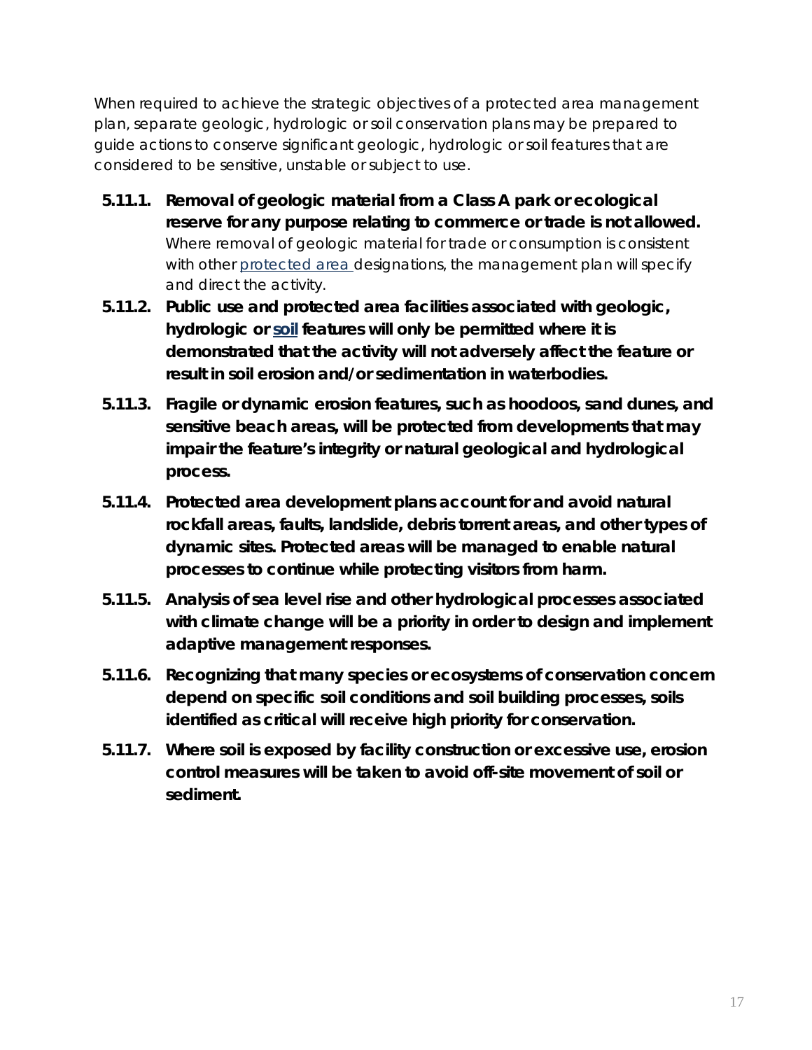When required to achieve the strategic objectives of a protected area management plan, separate geologic, hydrologic or soil conservation plans may be prepared to guide actions to conserve significant geologic, hydrologic or soil features that are considered to be sensitive, unstable or subject to use.

5.11.1. **Removal of geologic material from a Class A park or ecological reserve for any purpose relating to commerce or trade is not allowed.** Where removal of geologic material for trade or consumption is consistent with other protected area designations, the management plan will specify and direct the activity.

5.11.2. **Public use and protected area facilities associated with geologic, hydrologic or soil features will only be permitted where it is demonstrated that the activity will not adversely affect the feature or result in soil erosion and/or sedimentation in waterbodies.**

5.11.3. **Fragile or dynamic erosion features, such as hoodoos, sand dunes, and sensitive beach areas, will be protected from developments that may impair the feature's integrity or natural geological and hydrological process.**

5.11.4. **Protected area development plans account for and avoid natural rockfall areas, faults, landslide, debris torrent areas, and other types of dynamic sites. Protected areas will be managed to enable natural processes to continue while protecting visitors from harm.**

5.11.5. **Analysis of sea level rise and other hydrological processes associated with climate change will be a priority in order to design and implement adaptive management responses.**

5.11.6. **Recognizing that many species or ecosystems of conservation concern depend on specific soil conditions and soil building processes, soils identified as critical will receive high priority for conservation.**

5.11.7. **Where soil is exposed by facility construction or excessive use, erosion control measures will be taken to avoid off-site movement of soil or sediment.**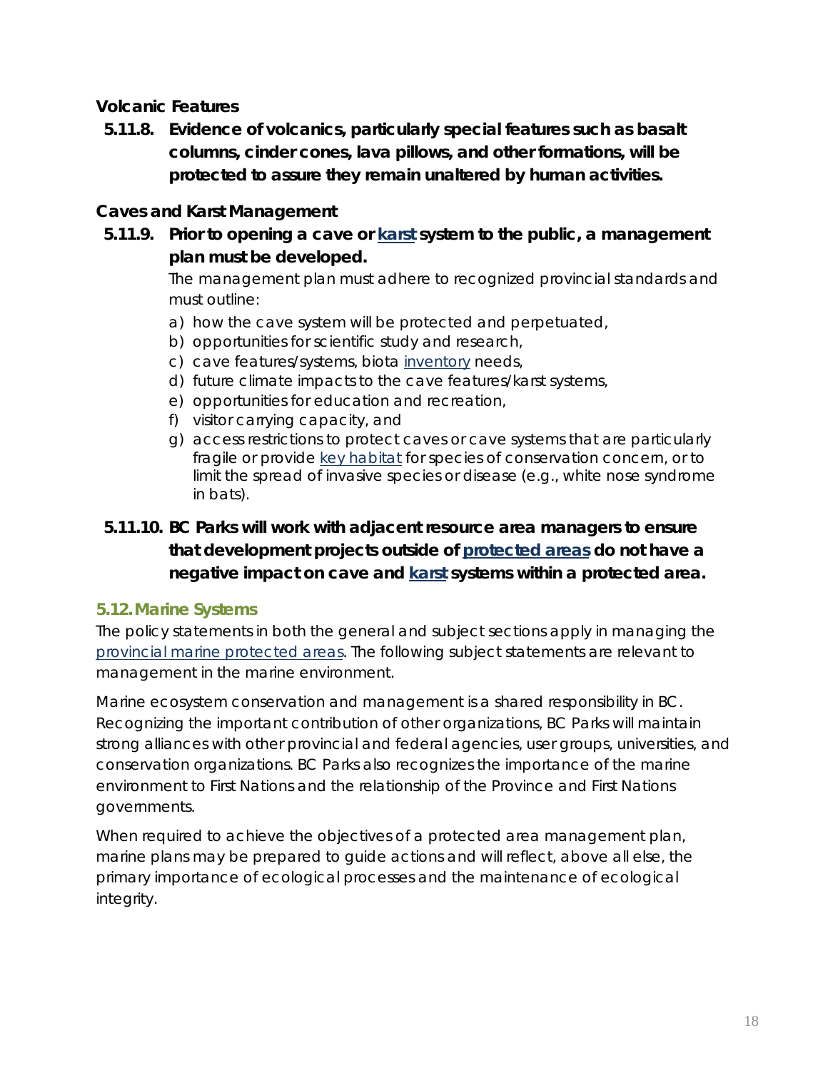### Volcanic Features

**5.11.8. Evidence of volcanics, particularly special features such as basalt columns, cinder cones, lava pillows, and other formations, will be protected to assure they remain unaltered by human activities.**

### Caves and Karst Management

**5.11.9. Prior to opening a cave or karst system to the public, a management plan must be developed.**

The management plan must adhere to recognized provincial standards and must outline:

a) how the cave system will be protected and perpetuated,
b) opportunities for scientific study and research,
c) cave features/systems, biota inventory needs,
d) future climate impacts to the cave features/karst systems,
e) opportunities for education and recreation,
f) visitor carrying capacity, and
g) access restrictions to protect caves or cave systems that are particularly fragile or provide key habitat for species of conservation concern, or to limit the spread of invasive species or disease (e.g., white nose syndrome in bats).

**5.11.10. BC Parks will work with adjacent resource area managers to ensure that development projects outside of protected areas do not have a negative impact on cave and karst systems within a protected area.**

## 5.12. Marine Systems

The policy statements in both the general and subject sections apply in managing the provincial marine protected areas. The following subject statements are relevant to management in the marine environment.

Marine ecosystem conservation and management is a shared responsibility in BC. Recognizing the important contribution of other organizations, BC Parks will maintain strong alliances with other provincial and federal agencies, user groups, universities, and conservation organizations. BC Parks also recognizes the importance of the marine environment to First Nations and the relationship of the Province and First Nations governments.

When required to achieve the objectives of a protected area management plan, marine plans may be prepared to guide actions and will reflect, above all else, the primary importance of ecological processes and the maintenance of ecological integrity.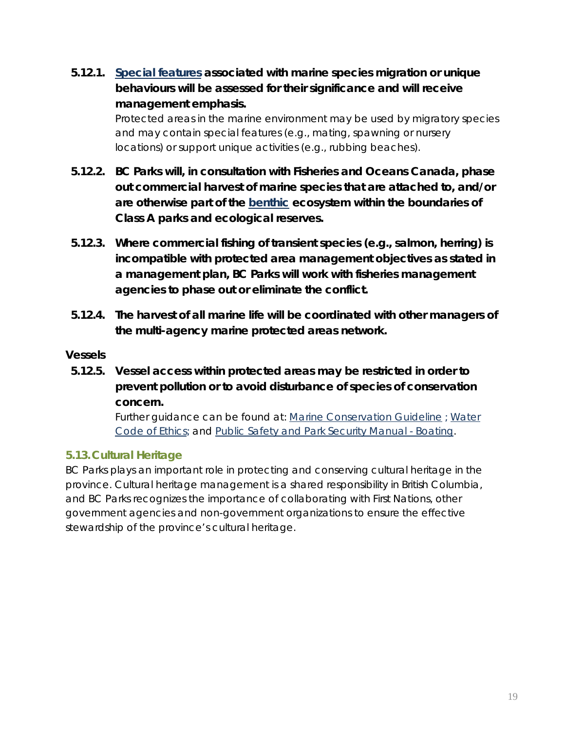**5.12.1. Special features associated with marine species migration or unique behaviours will be assessed for their significance and will receive management emphasis.**

Protected areas in the marine environment may be used by migratory species and may contain special features (e.g., mating, spawning or nursery locations) or support unique activities (e.g., rubbing beaches).

**5.12.2. BC Parks will, in consultation with Fisheries and Oceans Canada, phase out commercial harvest of marine species that are attached to, and/or are otherwise part of the benthic ecosystem within the boundaries of Class A parks and ecological reserves.**

**5.12.3. Where commercial fishing of transient species (e.g., salmon, herring) is incompatible with protected area management objectives as stated in a management plan, BC Parks will work with fisheries management agencies to phase out or eliminate the conflict.**

**5.12.4. The harvest of all marine life will be coordinated with other managers of the multi-agency marine protected areas network.**

**Vessels**

**5.12.5. Vessel access within protected areas may be restricted in order to prevent pollution or to avoid disturbance of species of conservation concern.**

Further guidance can be found at: Marine Conservation Guideline ; Water Code of Ethics; and Public Safety and Park Security Manual - Boating.

### 5.13. Cultural Heritage

BC Parks plays an important role in protecting and conserving cultural heritage in the province. Cultural heritage management is a shared responsibility in British Columbia, and BC Parks recognizes the importance of collaborating with First Nations, other government agencies and non-government organizations to ensure the effective stewardship of the province's cultural heritage.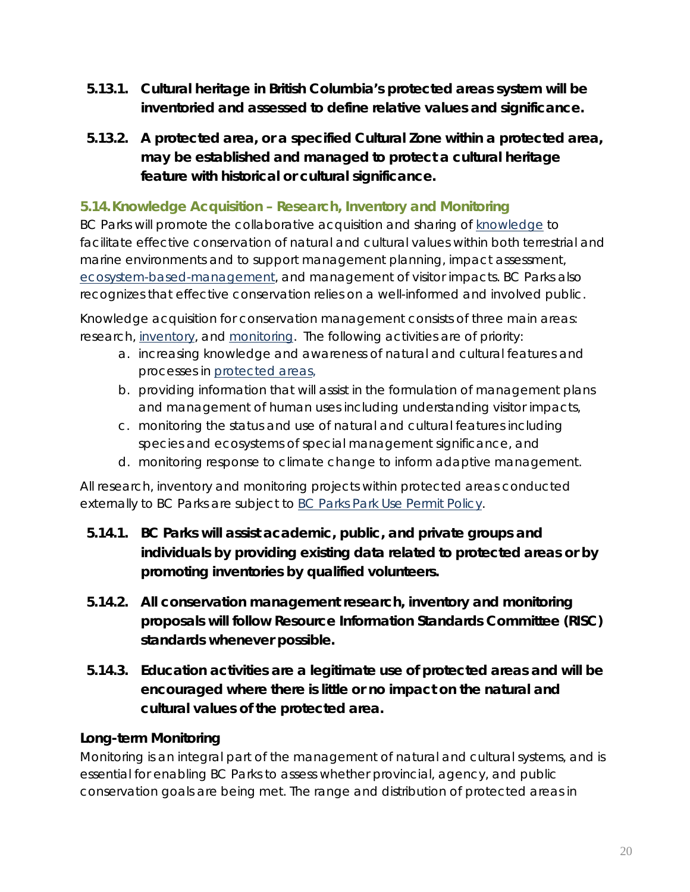**5.13.1. Cultural heritage in British Columbia's protected areas system will be inventoried and assessed to define relative values and significance.**

**5.13.2. A protected area, or a specified Cultural Zone within a protected area, may be established and managed to protect a cultural heritage feature with historical or cultural significance.**

## 5.14. Knowledge Acquisition – Research, Inventory and Monitoring

BC Parks will promote the collaborative acquisition and sharing of knowledge to facilitate effective conservation of natural and cultural values within both terrestrial and marine environments and to support management planning, impact assessment, ecosystem-based-management, and management of visitor impacts. BC Parks also recognizes that effective conservation relies on a well-informed and involved public.

Knowledge acquisition for conservation management consists of three main areas: research, inventory, and monitoring. The following activities are of priority:

a. increasing knowledge and awareness of natural and cultural features and processes in protected areas,
b. providing information that will assist in the formulation of management plans and management of human uses including understanding visitor impacts,
c. monitoring the status and use of natural and cultural features including species and ecosystems of special management significance, and
d. monitoring response to climate change to inform adaptive management.

All research, inventory and monitoring projects within protected areas conducted externally to BC Parks are subject to BC Parks Park Use Permit Policy.

**5.14.1. BC Parks will assist academic, public, and private groups and individuals by providing existing data related to protected areas or by promoting inventories by qualified volunteers.**

**5.14.2. All conservation management research, inventory and monitoring proposals will follow Resource Information Standards Committee (RISC) standards whenever possible.**

**5.14.3. Education activities are a legitimate use of protected areas and will be encouraged where there is little or no impact on the natural and cultural values of the protected area.**

### Long-term Monitoring

Monitoring is an integral part of the management of natural and cultural systems, and is essential for enabling BC Parks to assess whether provincial, agency, and public conservation goals are being met. The range and distribution of protected areas in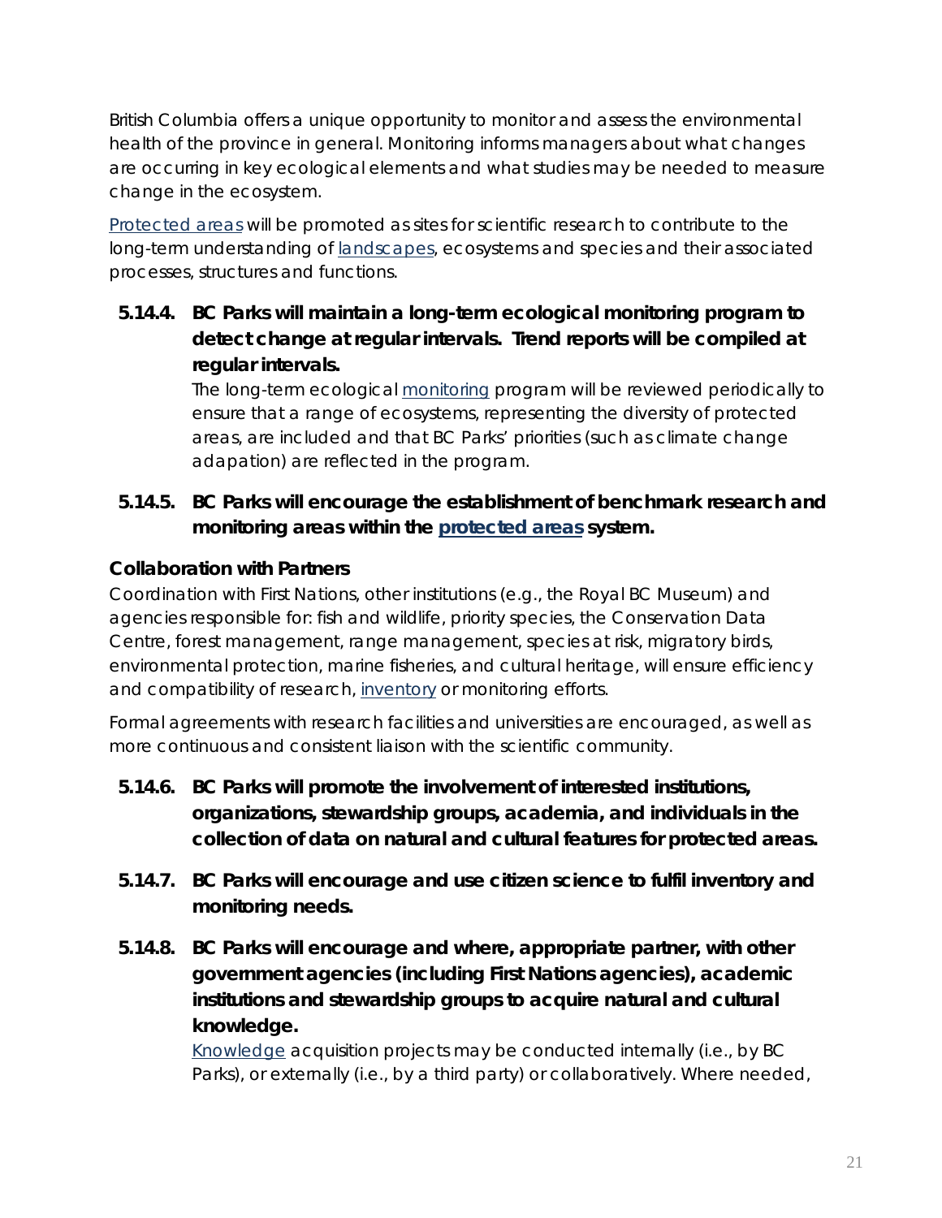British Columbia offers a unique opportunity to monitor and assess the environmental health of the province in general. Monitoring informs managers about what changes are occurring in key ecological elements and what studies may be needed to measure change in the ecosystem.

Protected areas will be promoted as sites for scientific research to contribute to the long-term understanding of landscapes, ecosystems and species and their associated processes, structures and functions.

**5.14.4. BC Parks will maintain a long-term ecological monitoring program to detect change at regular intervals. Trend reports will be compiled at regular intervals.**

The long-term ecological monitoring program will be reviewed periodically to ensure that a range of ecosystems, representing the diversity of protected areas, are included and that BC Parks' priorities (such as climate change adapation) are reflected in the program.

**5.14.5. BC Parks will encourage the establishment of benchmark research and monitoring areas within the protected areas system.**

### Collaboration with Partners

Coordination with First Nations, other institutions (e.g., the Royal BC Museum) and agencies responsible for: fish and wildlife, priority species, the Conservation Data Centre, forest management, range management, species at risk, migratory birds, environmental protection, marine fisheries, and cultural heritage, will ensure efficiency and compatibility of research, inventory or monitoring efforts.

Formal agreements with research facilities and universities are encouraged, as well as more continuous and consistent liaison with the scientific community.

**5.14.6. BC Parks will promote the involvement of interested institutions, organizations, stewardship groups, academia, and individuals in the collection of data on natural and cultural features for protected areas.**

**5.14.7. BC Parks will encourage and use citizen science to fulfil inventory and monitoring needs.**

**5.14.8. BC Parks will encourage and where, appropriate partner, with other government agencies (including First Nations agencies), academic institutions and stewardship groups to acquire natural and cultural knowledge.**

Knowledge acquisition projects may be conducted internally (i.e., by BC Parks), or externally (i.e., by a third party) or collaboratively. Where needed,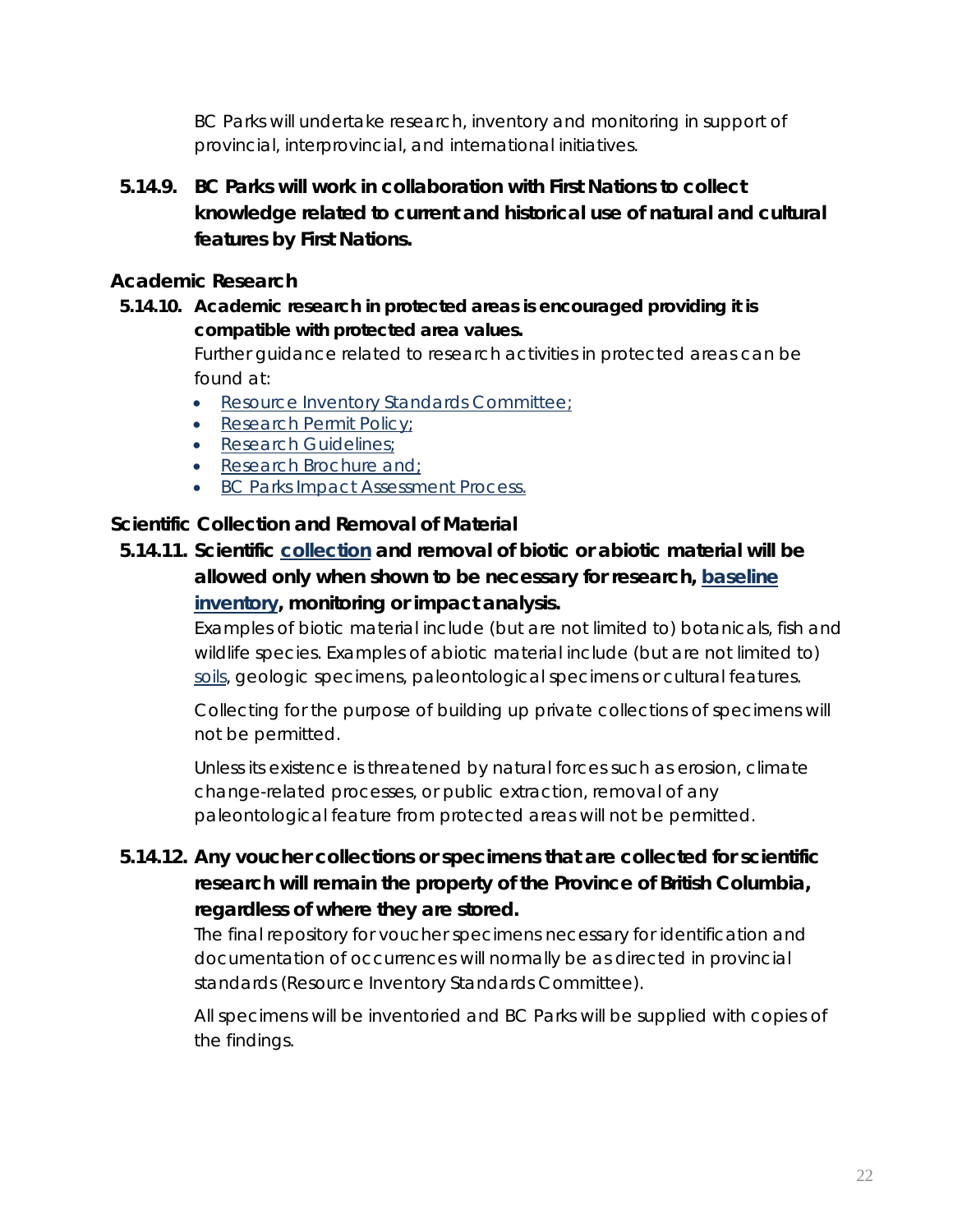BC Parks will undertake research, inventory and monitoring in support of provincial, interprovincial, and international initiatives.

**5.14.9. BC Parks will work in collaboration with First Nations to collect knowledge related to current and historical use of natural and cultural features by First Nations.**

### Academic Research

**5.14.10. Academic research in protected areas is encouraged providing it is compatible with protected area values.**

Further guidance related to research activities in protected areas can be found at:

- Resource Inventory Standards Committee;
- Research Permit Policy;
- Research Guidelines;
- Research Brochure and;
- BC Parks Impact Assessment Process.

### Scientific Collection and Removal of Material

**5.14.11. Scientific collection and removal of biotic or abiotic material will be allowed only when shown to be necessary for research, baseline inventory, monitoring or impact analysis.**

Examples of biotic material include (but are not limited to) botanicals, fish and wildlife species. Examples of abiotic material include (but are not limited to) soils, geologic specimens, paleontological specimens or cultural features.

Collecting for the purpose of building up private collections of specimens will not be permitted.

Unless its existence is threatened by natural forces such as erosion, climate change-related processes, or public extraction, removal of any paleontological feature from protected areas will not be permitted.

**5.14.12. Any voucher collections or specimens that are collected for scientific research will remain the property of the Province of British Columbia, regardless of where they are stored.**

The final repository for voucher specimens necessary for identification and documentation of occurrences will normally be as directed in provincial standards (Resource Inventory Standards Committee).

All specimens will be inventoried and BC Parks will be supplied with copies of the findings.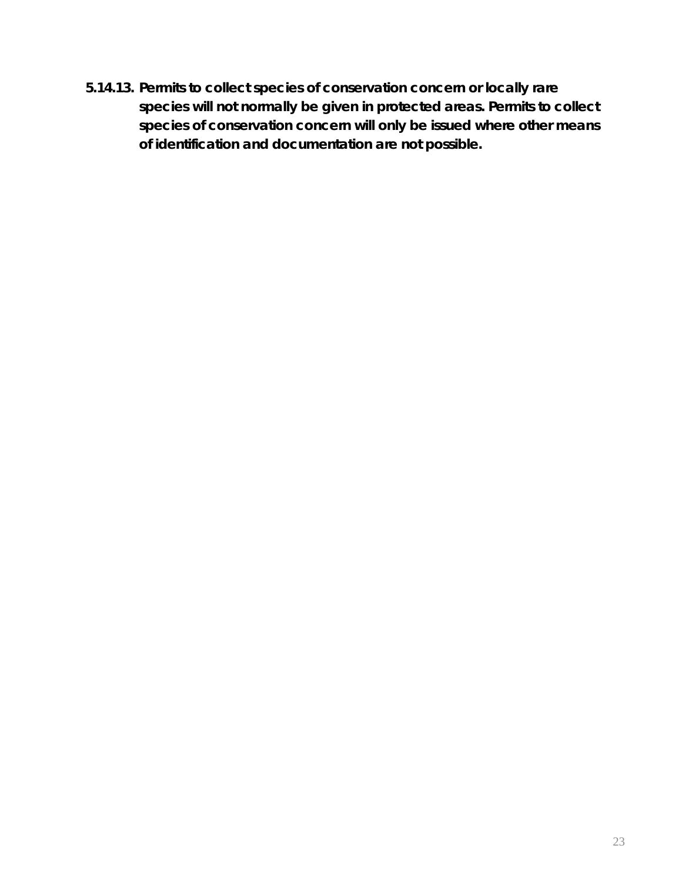**5.14.13. Permits to collect species of conservation concern or locally rare species will not normally be given in protected areas. Permits to collect species of conservation concern will only be issued where other means of identification and documentation are not possible.**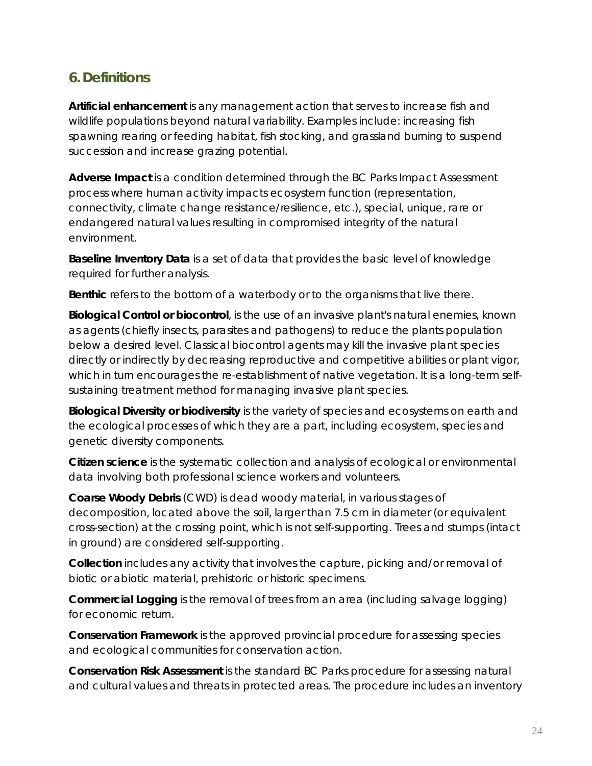## 6. Definitions

**Artificial enhancement** is any management action that serves to increase fish and wildlife populations beyond natural variability. Examples include: increasing fish spawning rearing or feeding habitat, fish stocking, and grassland burning to suspend succession and increase grazing potential.

**Adverse Impact** is a condition determined through the BC Parks Impact Assessment process where human activity impacts ecosystem function (representation, connectivity, climate change resistance/resilience, etc.), special, unique, rare or endangered natural values resulting in compromised integrity of the natural environment.

**Baseline Inventory Data** is a set of data that provides the basic level of knowledge required for further analysis.

**Benthic** refers to the bottom of a waterbody or to the organisms that live there.

**Biological Control or biocontrol**, is the use of an invasive plant's natural enemies, known as agents (chiefly insects, parasites and pathogens) to reduce the plants population below a desired level. Classical biocontrol agents may kill the invasive plant species directly or indirectly by decreasing reproductive and competitive abilities or plant vigor, which in turn encourages the re-establishment of native vegetation. It is a long-term self-sustaining treatment method for managing invasive plant species.

**Biological Diversity or biodiversity** is the variety of species and ecosystems on earth and the ecological processes of which they are a part, including ecosystem, species and genetic diversity components.

**Citizen science** is the systematic collection and analysis of ecological or environmental data involving both professional science workers and volunteers.

**Coarse Woody Debris** (CWD) is dead woody material, in various stages of decomposition, located above the soil, larger than 7.5 cm in diameter (or equivalent cross-section) at the crossing point, which is not self-supporting. Trees and stumps (intact in ground) are considered self-supporting.

**Collection** includes any activity that involves the capture, picking and/or removal of biotic or abiotic material, prehistoric or historic specimens.

**Commercial Logging** is the removal of trees from an area (including salvage logging) for economic return.

**Conservation Framework** is the approved provincial procedure for assessing species and ecological communities for conservation action.

**Conservation Risk Assessment** is the standard BC Parks procedure for assessing natural and cultural values and threats in protected areas. The procedure includes an inventory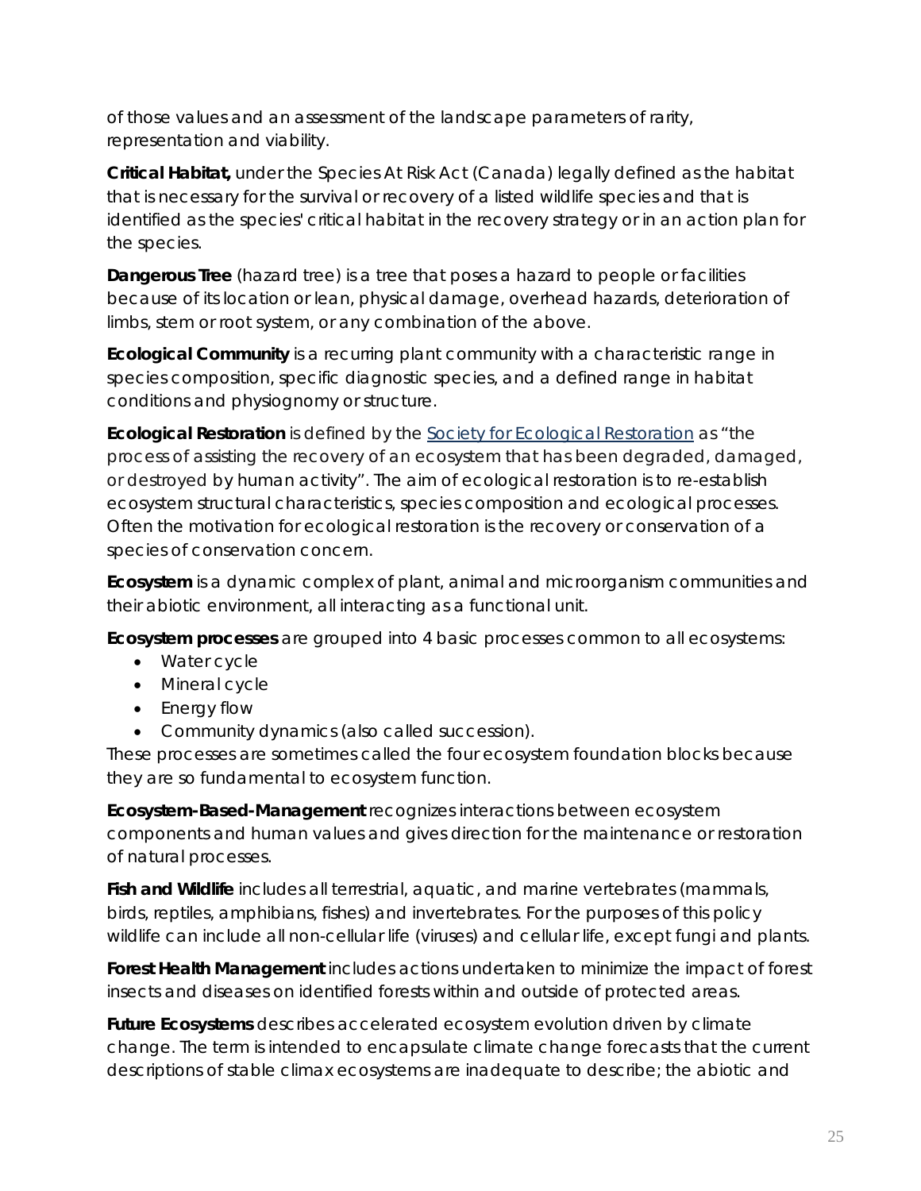of those values and an assessment of the landscape parameters of rarity, representation and viability.

**Critical Habitat,** under the Species At Risk Act (Canada) legally defined as the habitat that is necessary for the survival or recovery of a listed wildlife species and that is identified as the species' critical habitat in the recovery strategy or in an action plan for the species.

**Dangerous Tree** (hazard tree) is a tree that poses a hazard to people or facilities because of its location or lean, physical damage, overhead hazards, deterioration of limbs, stem or root system, or any combination of the above.

**Ecological Community** is a recurring plant community with a characteristic range in species composition, specific diagnostic species, and a defined range in habitat conditions and physiognomy or structure.

**Ecological Restoration** is defined by the Society for Ecological Restoration as "the process of assisting the recovery of an ecosystem that has been degraded, damaged, or destroyed by human activity". The aim of ecological restoration is to re-establish ecosystem structural characteristics, species composition and ecological processes. Often the motivation for ecological restoration is the recovery or conservation of a species of conservation concern.

**Ecosystem** is a dynamic complex of plant, animal and microorganism communities and their abiotic environment, all interacting as a functional unit.

**Ecosystem processes** are grouped into 4 basic processes common to all ecosystems:

- Water cycle
- Mineral cycle
- Energy flow
- Community dynamics (also called succession).

These processes are sometimes called the four ecosystem foundation blocks because they are so fundamental to ecosystem function.

**Ecosystem-Based-Management** recognizes interactions between ecosystem components and human values and gives direction for the maintenance or restoration of natural processes.

**Fish and Wildlife** includes all terrestrial, aquatic, and marine vertebrates (mammals, birds, reptiles, amphibians, fishes) and invertebrates. For the purposes of this policy wildlife can include all non-cellular life (viruses) and cellular life, except fungi and plants.

**Forest Health Management** includes actions undertaken to minimize the impact of forest insects and diseases on identified forests within and outside of protected areas.

**Future Ecosystems** describes accelerated ecosystem evolution driven by climate change. The term is intended to encapsulate climate change forecasts that the current descriptions of stable climax ecosystems are inadequate to describe; the abiotic and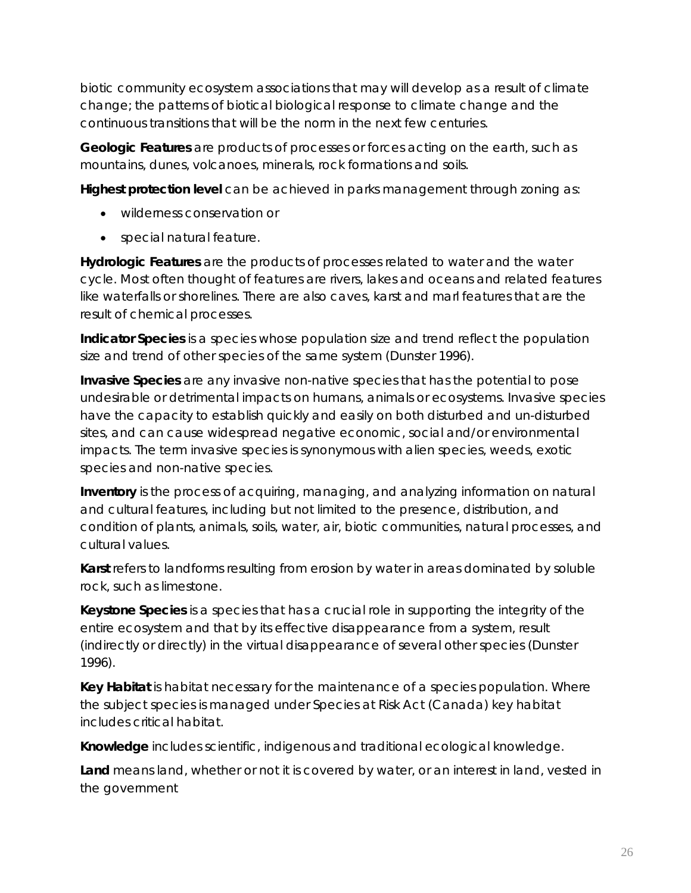biotic community ecosystem associations that may will develop as a result of climate change; the patterns of biotical biological response to climate change and the continuous transitions that will be the norm in the next few centuries.

**Geologic Features** are products of processes or forces acting on the earth, such as mountains, dunes, volcanoes, minerals, rock formations and soils.

**Highest protection level** can be achieved in parks management through zoning as:

- wilderness conservation or
- special natural feature.

**Hydrologic Features** are the products of processes related to water and the water cycle. Most often thought of features are rivers, lakes and oceans and related features like waterfalls or shorelines. There are also caves, karst and marl features that are the result of chemical processes.

**Indicator Species** is a species whose population size and trend reflect the population size and trend of other species of the same system (Dunster 1996).

**Invasive Species** are any invasive non-native species that has the potential to pose undesirable or detrimental impacts on humans, animals or ecosystems. Invasive species have the capacity to establish quickly and easily on both disturbed and un-disturbed sites, and can cause widespread negative economic, social and/or environmental impacts. The term invasive species is synonymous with alien species, weeds, exotic species and non-native species.

**Inventory** is the process of acquiring, managing, and analyzing information on natural and cultural features, including but not limited to the presence, distribution, and condition of plants, animals, soils, water, air, biotic communities, natural processes, and cultural values.

**Karst** refers to landforms resulting from erosion by water in areas dominated by soluble rock, such as limestone.

**Keystone Species** is a species that has a crucial role in supporting the integrity of the entire ecosystem and that by its effective disappearance from a system, result (indirectly or directly) in the virtual disappearance of several other species (Dunster 1996).

**Key Habitat** is habitat necessary for the maintenance of a species population. Where the subject species is managed under Species at Risk Act (Canada) key habitat includes critical habitat.

**Knowledge** includes scientific, indigenous and traditional ecological knowledge.

**Land** means land, whether or not it is covered by water, or an interest in land, vested in the government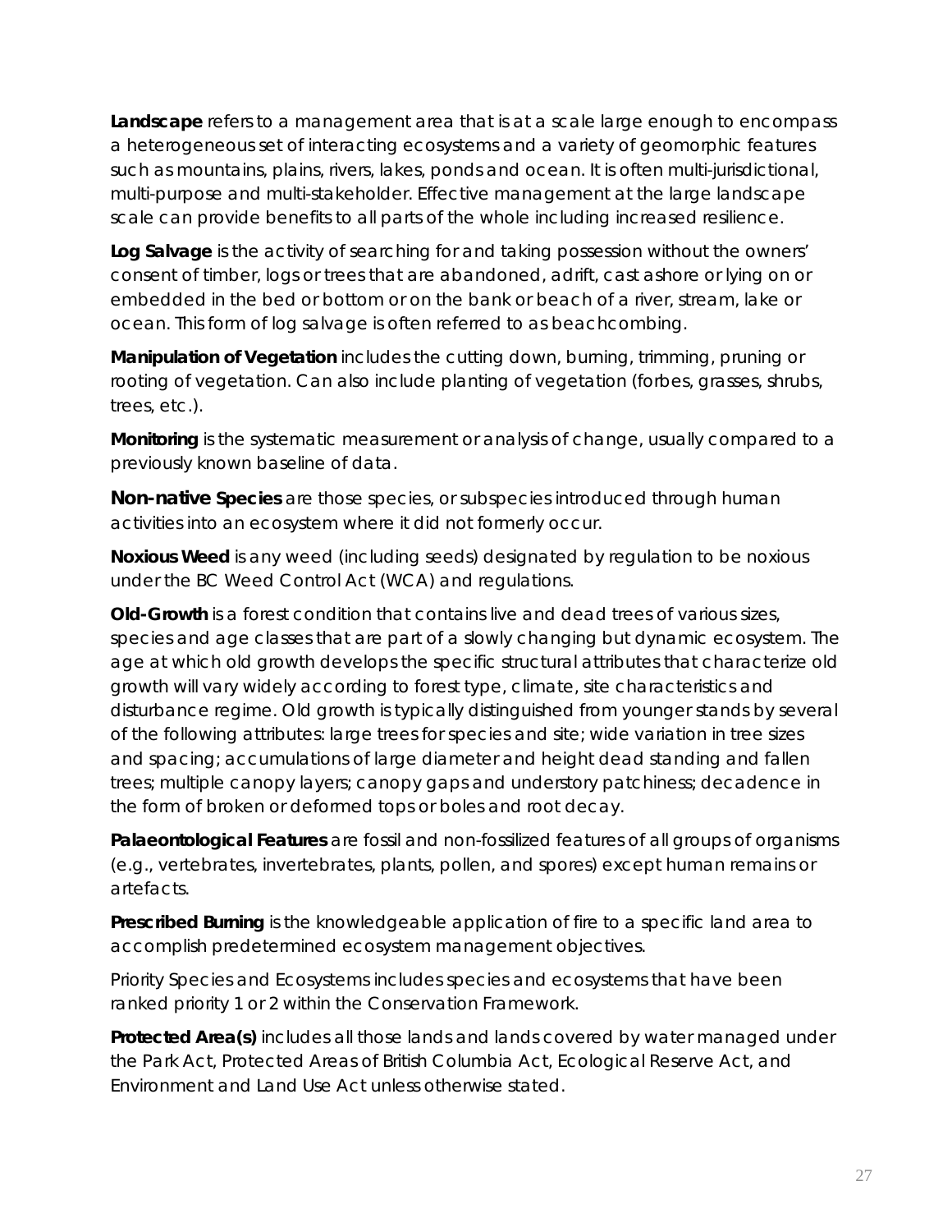**Landscape** refers to a management area that is at a scale large enough to encompass a heterogeneous set of interacting ecosystems and a variety of geomorphic features such as mountains, plains, rivers, lakes, ponds and ocean. It is often multi-jurisdictional, multi-purpose and multi-stakeholder. Effective management at the large landscape scale can provide benefits to all parts of the whole including increased resilience.

**Log Salvage** is the activity of searching for and taking possession without the owners' consent of timber, logs or trees that are abandoned, adrift, cast ashore or lying on or embedded in the bed or bottom or on the bank or beach of a river, stream, lake or ocean. This form of log salvage is often referred to as beachcombing.

**Manipulation of Vegetation** includes the cutting down, burning, trimming, pruning or rooting of vegetation. Can also include planting of vegetation (forbes, grasses, shrubs, trees, etc.).

**Monitoring** is the systematic measurement or analysis of change, usually compared to a previously known baseline of data.

**Non-native Species** are those species, or subspecies introduced through human activities into an ecosystem where it did not formerly occur.

**Noxious Weed** is any weed (including seeds) designated by regulation to be noxious under the BC Weed Control Act (WCA) and regulations.

**Old-Growth** is a forest condition that contains live and dead trees of various sizes, species and age classes that are part of a slowly changing but dynamic ecosystem. The age at which old growth develops the specific structural attributes that characterize old growth will vary widely according to forest type, climate, site characteristics and disturbance regime. Old growth is typically distinguished from younger stands by several of the following attributes: large trees for species and site; wide variation in tree sizes and spacing; accumulations of large diameter and height dead standing and fallen trees; multiple canopy layers; canopy gaps and understory patchiness; decadence in the form of broken or deformed tops or boles and root decay.

**Palaeontological Features** are fossil and non-fossilized features of all groups of organisms (e.g., vertebrates, invertebrates, plants, pollen, and spores) except human remains or artefacts.

**Prescribed Burning** is the knowledgeable application of fire to a specific land area to accomplish predetermined ecosystem management objectives.

Priority Species and Ecosystems includes species and ecosystems that have been ranked priority 1 or 2 within the Conservation Framework.

**Protected Area(s)** includes all those lands and lands covered by water managed under the Park Act, Protected Areas of British Columbia Act, Ecological Reserve Act, and Environment and Land Use Act unless otherwise stated.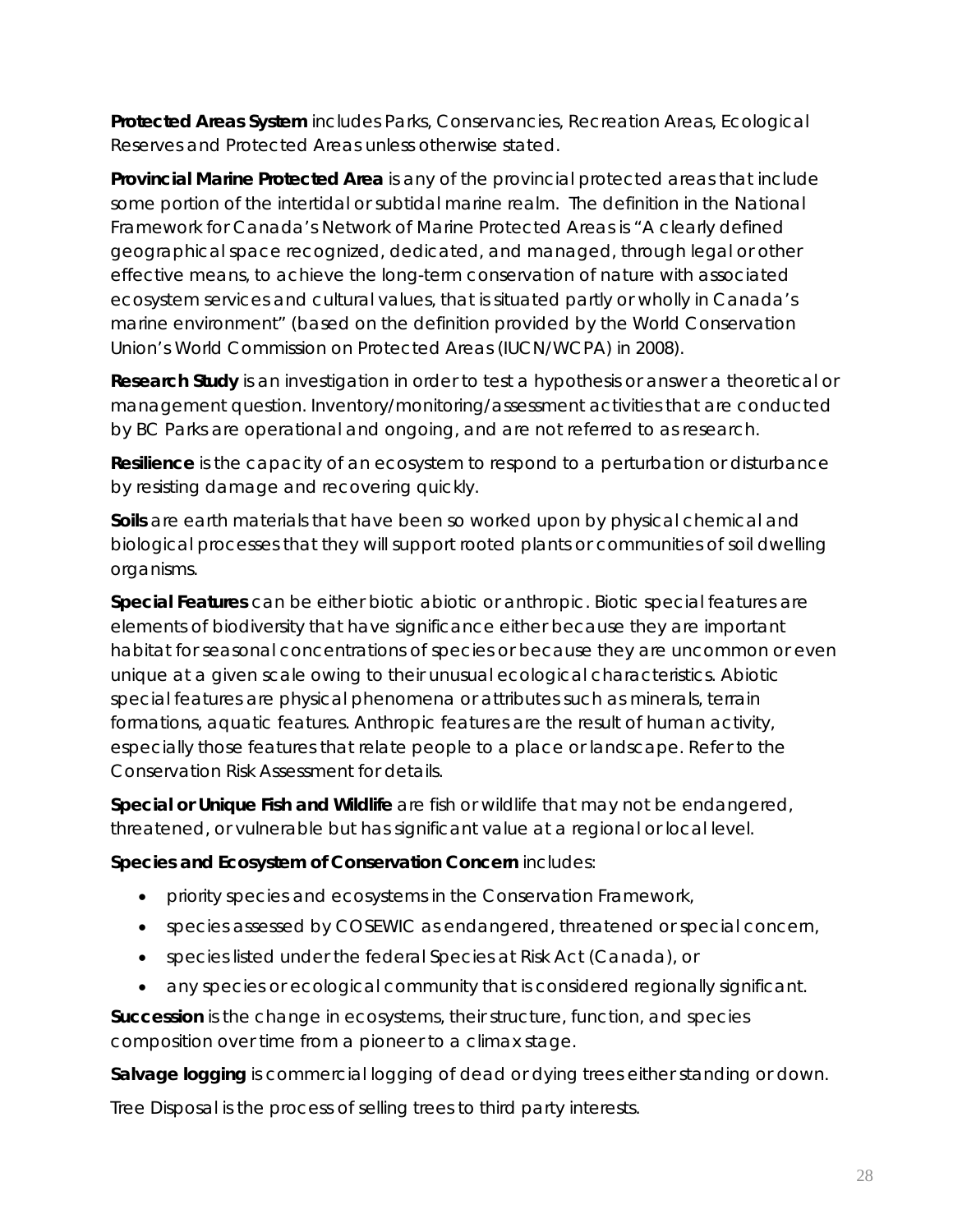**Protected Areas System** includes Parks, Conservancies, Recreation Areas, Ecological Reserves and Protected Areas unless otherwise stated.

**Provincial Marine Protected Area** is any of the provincial protected areas that include some portion of the intertidal or subtidal marine realm. The definition in the National Framework for Canada's Network of Marine Protected Areas is "A clearly defined geographical space recognized, dedicated, and managed, through legal or other effective means, to achieve the long-term conservation of nature with associated ecosystem services and cultural values, that is situated partly or wholly in Canada's marine environment" (based on the definition provided by the World Conservation Union's World Commission on Protected Areas (IUCN/WCPA) in 2008).

**Research Study** is an investigation in order to test a hypothesis or answer a theoretical or management question. Inventory/monitoring/assessment activities that are conducted by BC Parks are operational and ongoing, and are not referred to as research.

**Resilience** is the capacity of an ecosystem to respond to a perturbation or disturbance by resisting damage and recovering quickly.

**Soils** are earth materials that have been so worked upon by physical chemical and biological processes that they will support rooted plants or communities of soil dwelling organisms.

**Special Features** can be either biotic abiotic or anthropic. Biotic special features are elements of biodiversity that have significance either because they are important habitat for seasonal concentrations of species or because they are uncommon or even unique at a given scale owing to their unusual ecological characteristics. Abiotic special features are physical phenomena or attributes such as minerals, terrain formations, aquatic features. Anthropic features are the result of human activity, especially those features that relate people to a place or landscape. Refer to the Conservation Risk Assessment for details.

**Special or Unique Fish and Wildlife** are fish or wildlife that may not be endangered, threatened, or vulnerable but has significant value at a regional or local level.

**Species and Ecosystem of Conservation Concern** includes:

- priority species and ecosystems in the Conservation Framework,
- species assessed by COSEWIC as endangered, threatened or special concern,
- species listed under the federal Species at Risk Act (Canada), or
- any species or ecological community that is considered regionally significant.

**Succession** is the change in ecosystems, their structure, function, and species composition over time from a pioneer to a climax stage.

**Salvage logging** is commercial logging of dead or dying trees either standing or down.

Tree Disposal is the process of selling trees to third party interests.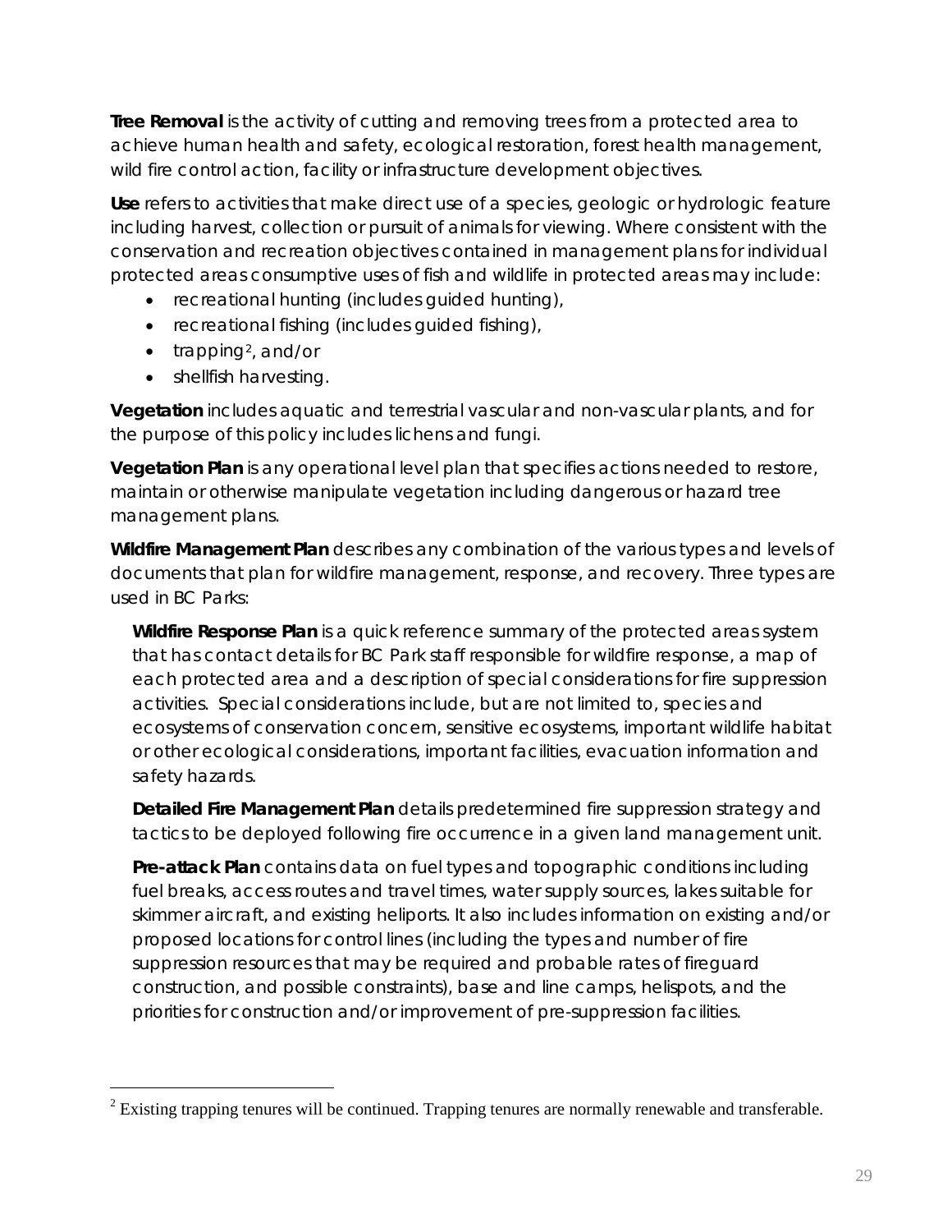**Tree Removal** is the activity of cutting and removing trees from a protected area to achieve human health and safety, ecological restoration, forest health management, wild fire control action, facility or infrastructure development objectives.

**Use** refers to activities that make direct use of a species, geologic or hydrologic feature including harvest, collection or pursuit of animals for viewing. Where consistent with the conservation and recreation objectives contained in management plans for individual protected areas consumptive uses of fish and wildlife in protected areas may include:

- recreational hunting (includes guided hunting),
- recreational fishing (includes guided fishing),
- trapping[2], and/or
- shellfish harvesting.

**Vegetation** includes aquatic and terrestrial vascular and non-vascular plants, and for the purpose of this policy includes lichens and fungi.

**Vegetation Plan** is any operational level plan that specifies actions needed to restore, maintain or otherwise manipulate vegetation including dangerous or hazard tree management plans.

**Wildfire Management Plan** describes any combination of the various types and levels of documents that plan for wildfire management, response, and recovery. Three types are used in BC Parks:

**Wildfire Response Plan** is a quick reference summary of the protected areas system that has contact details for BC Park staff responsible for wildfire response, a map of each protected area and a description of special considerations for fire suppression activities. Special considerations include, but are not limited to, species and ecosystems of conservation concern, sensitive ecosystems, important wildlife habitat or other ecological considerations, important facilities, evacuation information and safety hazards.

**Detailed Fire Management Plan** details predetermined fire suppression strategy and tactics to be deployed following fire occurrence in a given land management unit.

**Pre-attack Plan** contains data on fuel types and topographic conditions including fuel breaks, access routes and travel times, water supply sources, lakes suitable for skimmer aircraft, and existing heliports. It also includes information on existing and/or proposed locations for control lines (including the types and number of fire suppression resources that may be required and probable rates of fireguard construction, and possible constraints), base and line camps, helispots, and the priorities for construction and/or improvement of pre-suppression facilities.

---

[2] Existing trapping tenures will be continued. Trapping tenures are normally renewable and transferable.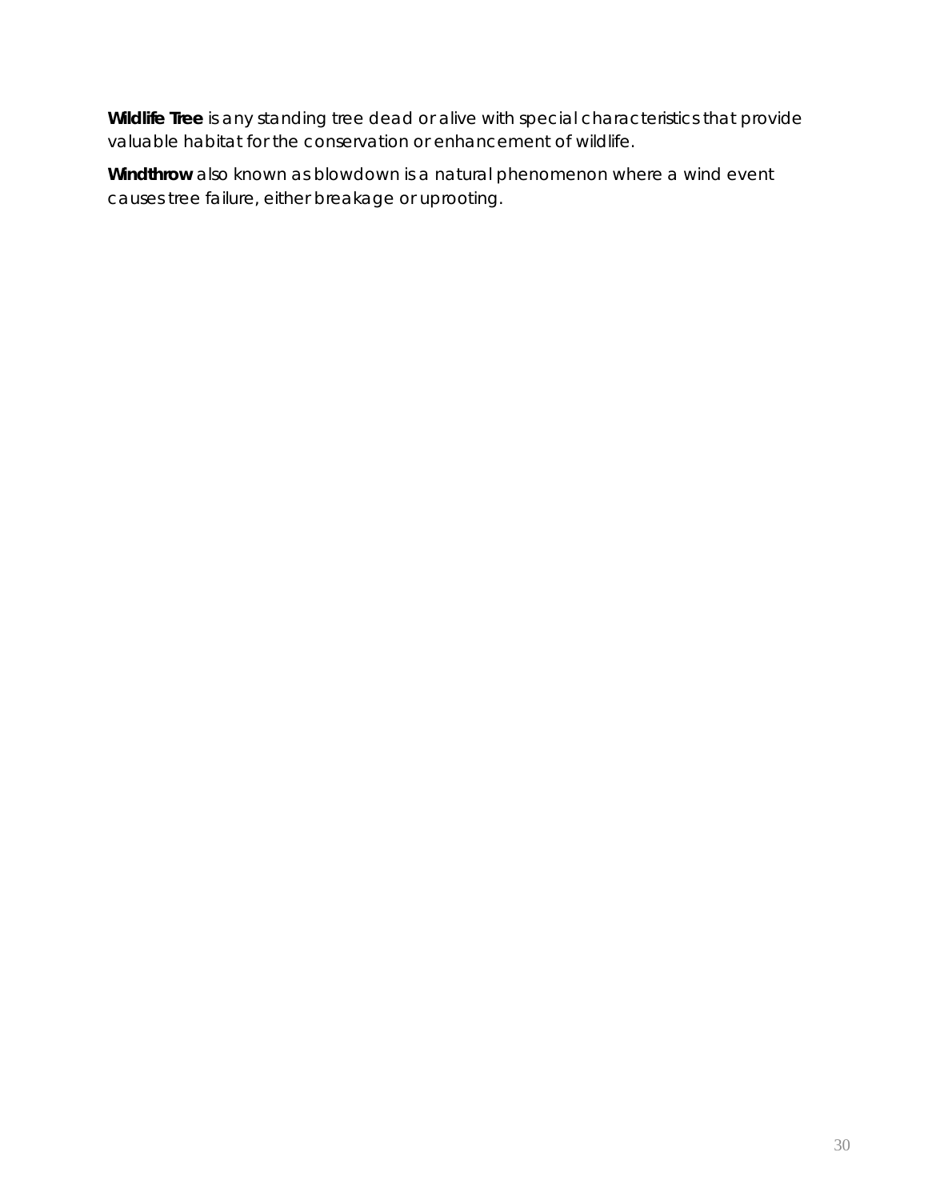**Wildlife Tree** is any standing tree dead or alive with special characteristics that provide valuable habitat for the conservation or enhancement of wildlife.

**Windthrow** also known as blowdown is a natural phenomenon where a wind event causes tree failure, either breakage or uprooting.